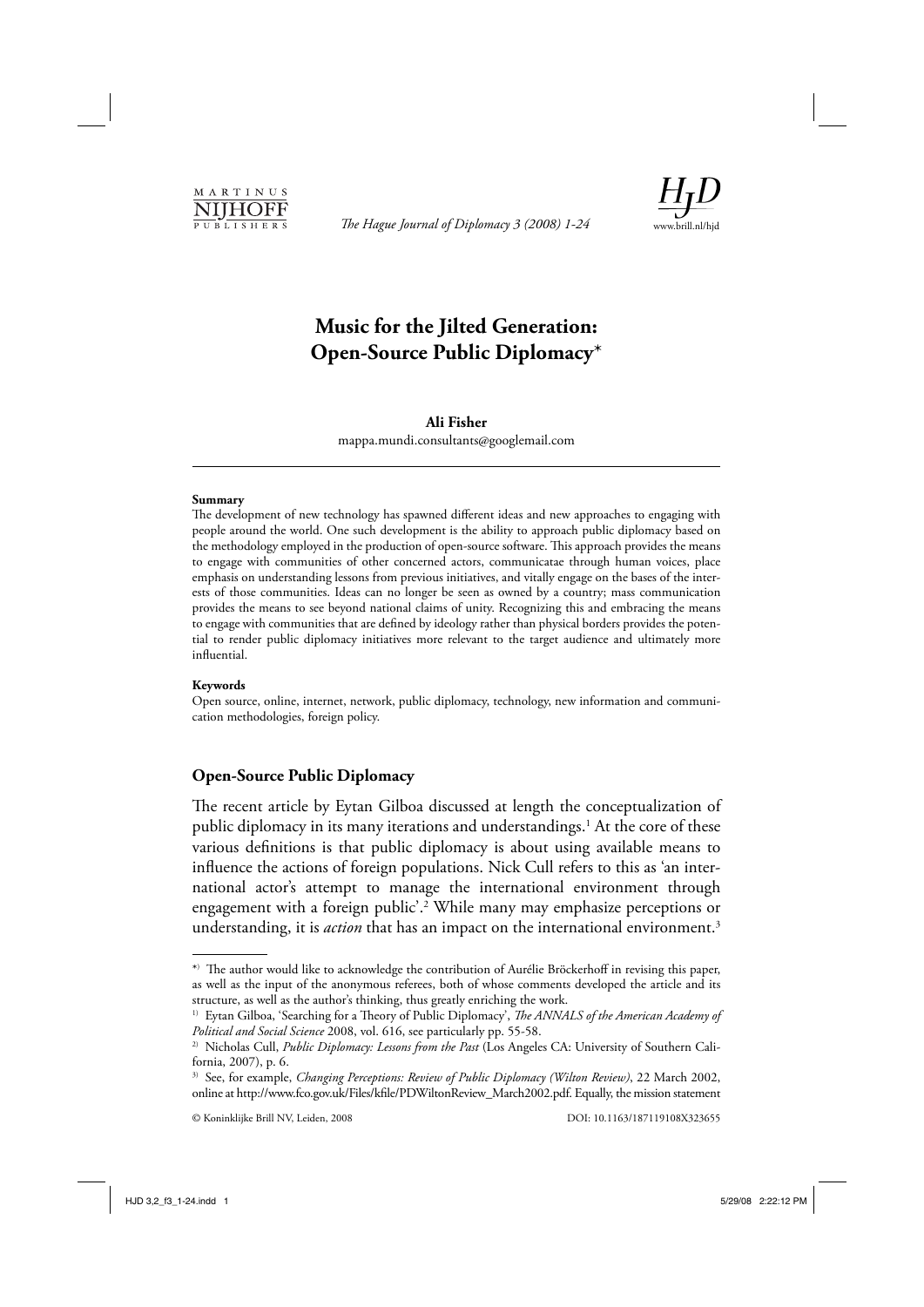# Music for the Jilted Generation: Open-Source Public Diplomacy*

**Ali Fisher**

mappa.mundi.consultants@googlemail.com

**Summary**

The development of new technology has spawned different ideas and new approaches to engaging with people around the world. One such development is the ability to approach public diplomacy based on the methodology employed in the production of open-source software. This approach provides the means to engage with communities of other concerned actors, communicatae through human voices, place emphasis on understanding lessons from previous initiatives, and vitally engage on the bases of the interests of those communities. Ideas can no longer be seen as owned by a country; mass communication provides the means to see beyond national claims of unity. Recognizing this and embracing the means to engage with communities that are defined by ideology rather than physical borders provides the potential to render public diplomacy initiatives more relevant to the target audience and ultimately more influential.

**Keywords**

Open source, online, internet, network, public diplomacy, technology, new information and communication methodologies, foreign policy.

## Open-Source Public Diplomacy

The recent article by Eytan Gilboa discussed at length the conceptualization of public diplomacy in its many iterations and understandings.[1] At the core of these various definitions is that public diplomacy is about using available means to influence the actions of foreign populations. Nick Cull refers to this as 'an international actor's attempt to manage the international environment through engagement with a foreign public'.[2] While many may emphasize perceptions or understanding, it is *action* that has an impact on the international environment.[3]

---

*) The author would like to acknowledge the contribution of Aurélie Bröckerhoff in revising this paper, as well as the input of the anonymous referees, both of whose comments developed the article and its structure, as well as the author's thinking, thus greatly enriching the work.

1) Eytan Gilboa, 'Searching for a Theory of Public Diplomacy', *The ANNALS of the American Academy of Political and Social Science* 2008, vol. 616, see particularly pp. 55-58.

2) Nicholas Cull, *Public Diplomacy: Lessons from the Past* (Los Angeles CA: University of Southern California, 2007), p. 6.

3) See, for example, *Changing Perceptions: Review of Public Diplomacy (Wilton Review)*, 22 March 2002, online at http://www.fco.gov.uk/Files/kfile/PDWiltonReview_March2002.pdf. Equally, the mission statement

© Koninklijke Brill NV, Leiden, 2008 DOI: 10.1163/187119108X323655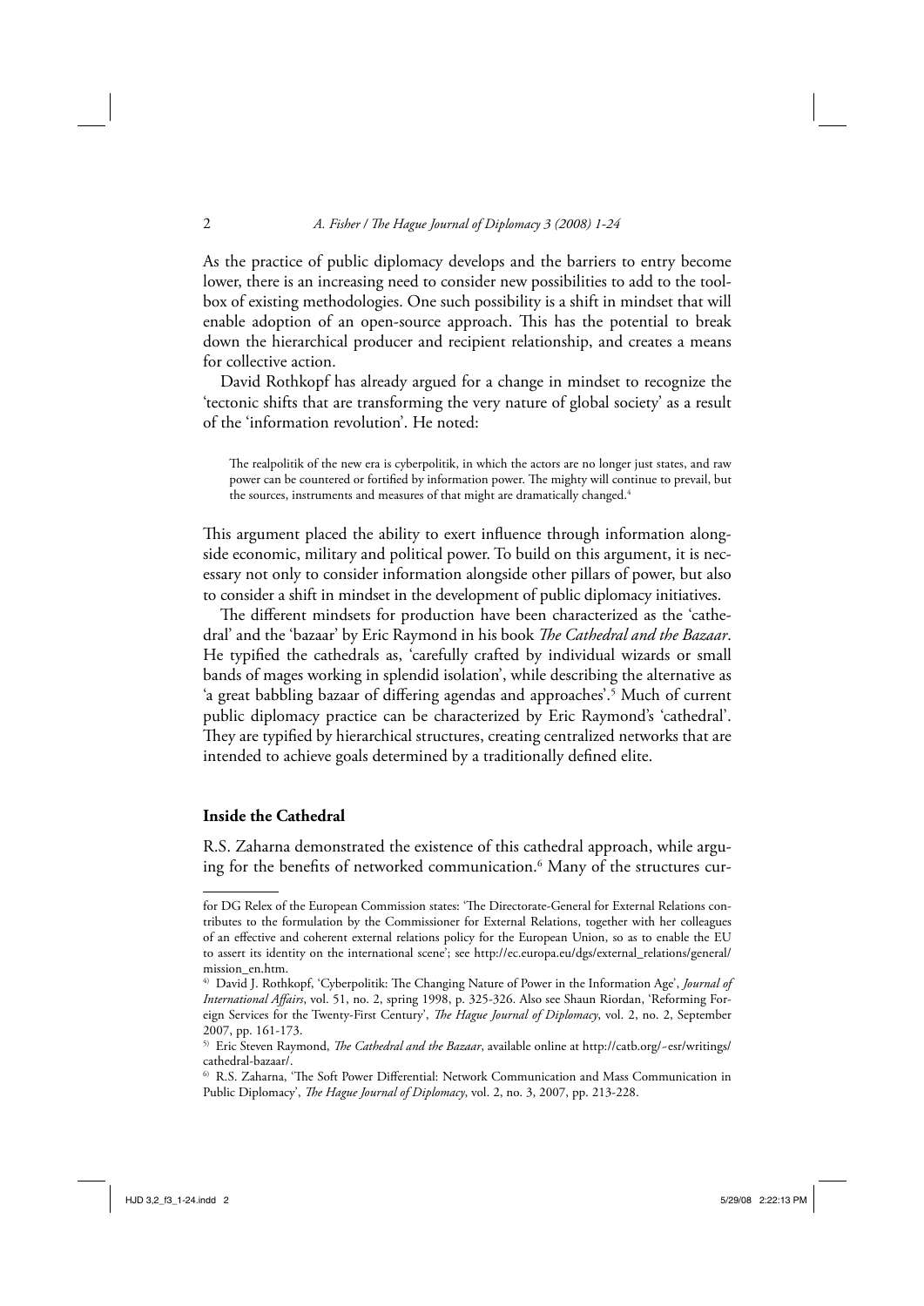As the practice of public diplomacy develops and the barriers to entry become lower, there is an increasing need to consider new possibilities to add to the toolbox of existing methodologies. One such possibility is a shift in mindset that will enable adoption of an open-source approach. This has the potential to break down the hierarchical producer and recipient relationship, and creates a means for collective action.

David Rothkopf has already argued for a change in mindset to recognize the 'tectonic shifts that are transforming the very nature of global society' as a result of the 'information revolution'. He noted:

> The realpolitik of the new era is cyberpolitik, in which the actors are no longer just states, and raw power can be countered or fortified by information power. The mighty will continue to prevail, but the sources, instruments and measures of that might are dramatically changed.[4]

This argument placed the ability to exert influence through information alongside economic, military and political power. To build on this argument, it is necessary not only to consider information alongside other pillars of power, but also to consider a shift in mindset in the development of public diplomacy initiatives.

The different mindsets for production have been characterized as the 'cathedral' and the 'bazaar' by Eric Raymond in his book *The Cathedral and the Bazaar*. He typified the cathedrals as, 'carefully crafted by individual wizards or small bands of mages working in splendid isolation', while describing the alternative as 'a great babbling bazaar of differing agendas and approaches'.[5] Much of current public diplomacy practice can be characterized by Eric Raymond's 'cathedral'. They are typified by hierarchical structures, creating centralized networks that are intended to achieve goals determined by a traditionally defined elite.

## Inside the Cathedral

R.S. Zaharna demonstrated the existence of this cathedral approach, while arguing for the benefits of networked communication.[6] Many of the structures cur-

---

for DG Relex of the European Commission states: 'The Directorate-General for External Relations contributes to the formulation by the Commissioner for External Relations, together with her colleagues of an effective and coherent external relations policy for the European Union, so as to enable the EU to assert its identity on the international scene'; see http://ec.europa.eu/dgs/external_relations/general/mission_en.htm.

[4] David J. Rothkopf, 'Cyberpolitik: The Changing Nature of Power in the Information Age', *Journal of International Affairs*, vol. 51, no. 2, spring 1998, p. 325-326. Also see Shaun Riordan, 'Reforming Foreign Services for the Twenty-First Century', *The Hague Journal of Diplomacy*, vol. 2, no. 2, September 2007, pp. 161-173.

[5] Eric Steven Raymond, *The Cathedral and the Bazaar*, available online at http://catb.org/~esr/writings/cathedral-bazaar/.

[6] R.S. Zaharna, 'The Soft Power Differential: Network Communication and Mass Communication in Public Diplomacy', *The Hague Journal of Diplomacy*, vol. 2, no. 3, 2007, pp. 213-228.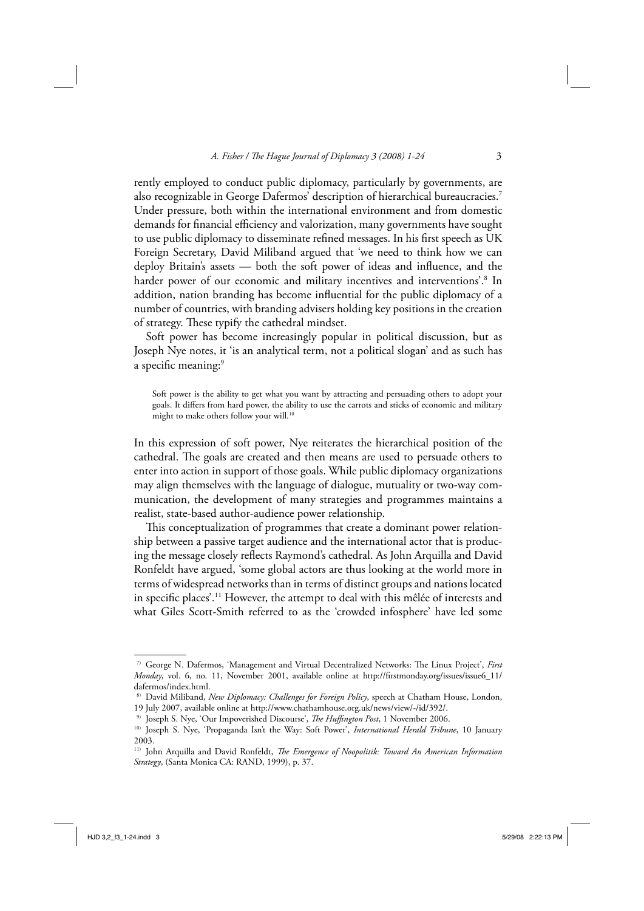rently employed to conduct public diplomacy, particularly by governments, are also recognizable in George Dafermos' description of hierarchical bureaucracies.[7] Under pressure, both within the international environment and from domestic demands for financial efficiency and valorization, many governments have sought to use public diplomacy to disseminate refined messages. In his first speech as UK Foreign Secretary, David Miliband argued that 'we need to think how we can deploy Britain's assets — both the soft power of ideas and influence, and the harder power of our economic and military incentives and interventions'.[8] In addition, nation branding has become influential for the public diplomacy of a number of countries, with branding advisers holding key positions in the creation of strategy. These typify the cathedral mindset.

Soft power has become increasingly popular in political discussion, but as Joseph Nye notes, it 'is an analytical term, not a political slogan' and as such has a specific meaning:[9]

> Soft power is the ability to get what you want by attracting and persuading others to adopt your goals. It differs from hard power, the ability to use the carrots and sticks of economic and military might to make others follow your will.[10]

In this expression of soft power, Nye reiterates the hierarchical position of the cathedral. The goals are created and then means are used to persuade others to enter into action in support of those goals. While public diplomacy organizations may align themselves with the language of dialogue, mutuality or two-way communication, the development of many strategies and programmes maintains a realist, state-based author-audience power relationship.

This conceptualization of programmes that create a dominant power relationship between a passive target audience and the international actor that is producing the message closely reflects Raymond's cathedral. As John Arquilla and David Ronfeldt have argued, 'some global actors are thus looking at the world more in terms of widespread networks than in terms of distinct groups and nations located in specific places'.[11] However, the attempt to deal with this mêlée of interests and what Giles Scott-Smith referred to as the 'crowded infosphere' have led some

---

[7] George N. Dafermos, 'Management and Virtual Decentralized Networks: The Linux Project', *First Monday*, vol. 6, no. 11, November 2001, available online at http://firstmonday.org/issues/issue6_11/dafermos/index.html.

[8] David Miliband, *New Diplomacy: Challenges for Foreign Policy*, speech at Chatham House, London, 19 July 2007, available online at http://www.chathamhouse.org.uk/news/view/-/id/392/.

[9] Joseph S. Nye, 'Our Impoverished Discourse', *The Huffington Post*, 1 November 2006.

[10] Joseph S. Nye, 'Propaganda Isn't the Way: Soft Power', *International Herald Tribune*, 10 January 2003.

[11] John Arquilla and David Ronfeldt, *The Emergence of Noopolitik: Toward An American Information Strategy*, (Santa Monica CA: RAND, 1999), p. 37.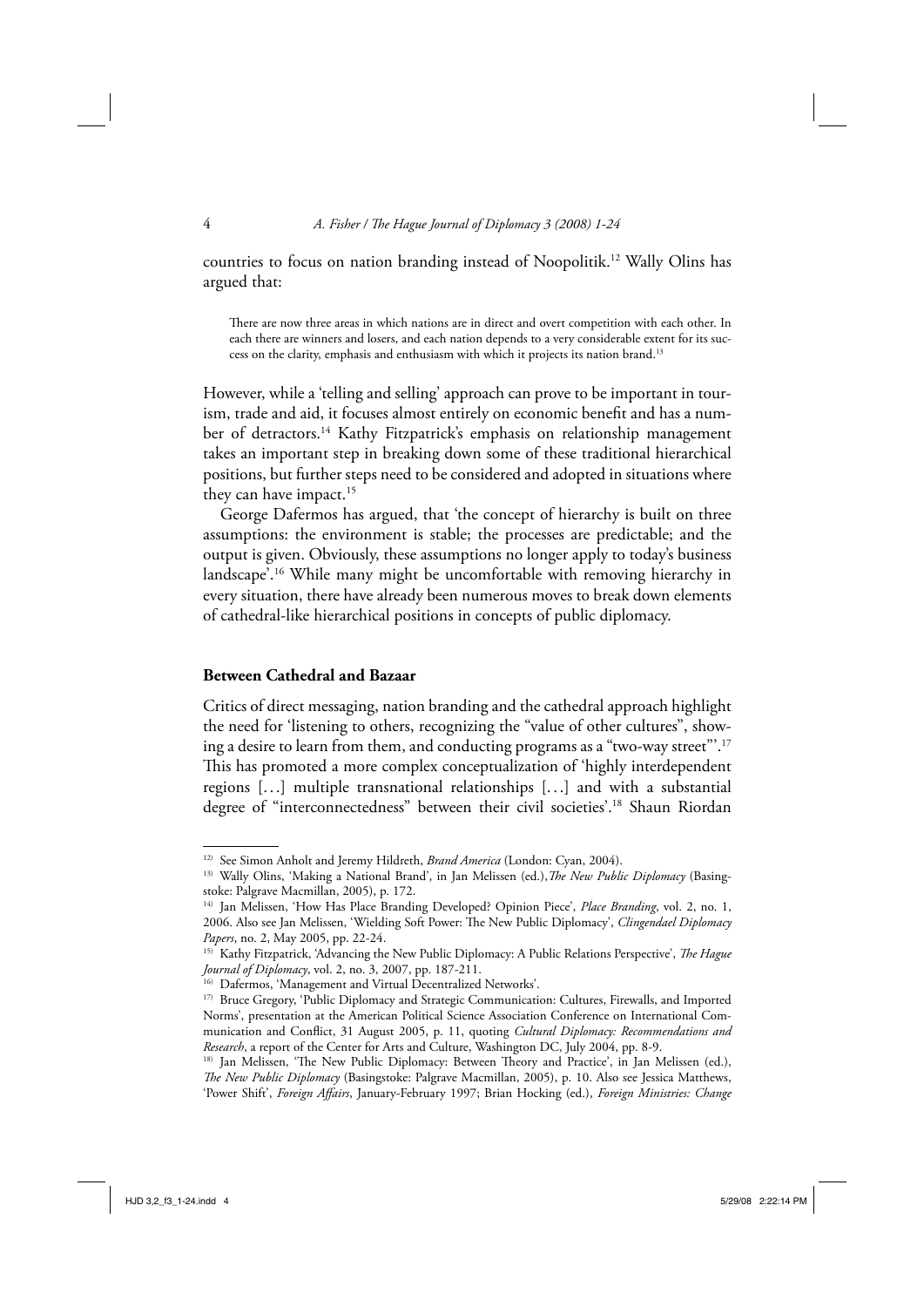countries to focus on nation branding instead of Noopolitik.[12] Wally Olins has argued that:

> There are now three areas in which nations are in direct and overt competition with each other. In each there are winners and losers, and each nation depends to a very considerable extent for its success on the clarity, emphasis and enthusiasm with which it projects its nation brand.[13]

However, while a 'telling and selling' approach can prove to be important in tourism, trade and aid, it focuses almost entirely on economic benefit and has a number of detractors.[14] Kathy Fitzpatrick's emphasis on relationship management takes an important step in breaking down some of these traditional hierarchical positions, but further steps need to be considered and adopted in situations where they can have impact.[15]

George Dafermos has argued, that 'the concept of hierarchy is built on three assumptions: the environment is stable; the processes are predictable; and the output is given. Obviously, these assumptions no longer apply to today's business landscape'.[16] While many might be uncomfortable with removing hierarchy in every situation, there have already been numerous moves to break down elements of cathedral-like hierarchical positions in concepts of public diplomacy.

## Between Cathedral and Bazaar

Critics of direct messaging, nation branding and the cathedral approach highlight the need for 'listening to others, recognizing the "value of other cultures", showing a desire to learn from them, and conducting programs as a "two-way street"'.[17] This has promoted a more complex conceptualization of 'highly interdependent regions [...] multiple transnational relationships [...] and with a substantial degree of "interconnectedness" between their civil societies'.[18] Shaun Riordan

---

12) See Simon Anholt and Jeremy Hildreth, *Brand America* (London: Cyan, 2004).

13) Wally Olins, 'Making a National Brand', in Jan Melissen (ed.), *The New Public Diplomacy* (Basingstoke: Palgrave Macmillan, 2005), p. 172.

14) Jan Melissen, 'How Has Place Branding Developed? Opinion Piece', *Place Branding*, vol. 2, no. 1, 2006. Also see Jan Melissen, 'Wielding Soft Power: The New Public Diplomacy', *Clingendael Diplomacy Papers*, no. 2, May 2005, pp. 22-24.

15) Kathy Fitzpatrick, 'Advancing the New Public Diplomacy: A Public Relations Perspective', *The Hague Journal of Diplomacy*, vol. 2, no. 3, 2007, pp. 187-211.

16) Dafermos, 'Management and Virtual Decentralized Networks'.

17) Bruce Gregory, 'Public Diplomacy and Strategic Communication: Cultures, Firewalls, and Imported Norms', presentation at the American Political Science Association Conference on International Communication and Conflict, 31 August 2005, p. 11, quoting *Cultural Diplomacy: Recommendations and Research*, a report of the Center for Arts and Culture, Washington DC, July 2004, pp. 8-9.

18) Jan Melissen, 'The New Public Diplomacy: Between Theory and Practice', in Jan Melissen (ed.), *The New Public Diplomacy* (Basingstoke: Palgrave Macmillan, 2005), p. 10. Also see Jessica Matthews, 'Power Shift', *Foreign Affairs*, January-February 1997; Brian Hocking (ed.), *Foreign Ministries: Change*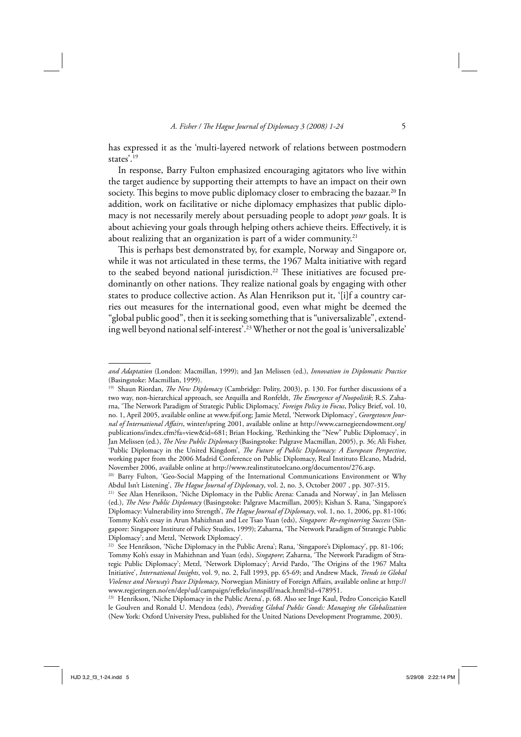has expressed it as the 'multi-layered network of relations between postmodern states'.[19]

In response, Barry Fulton emphasized encouraging agitators who live within the target audience by supporting their attempts to have an impact on their own society. This begins to move public diplomacy closer to embracing the bazaar.[20] In addition, work on facilitative or niche diplomacy emphasizes that public diplomacy is not necessarily merely about persuading people to adopt *your* goals. It is about achieving your goals through helping others achieve theirs. Effectively, it is about realizing that an organization is part of a wider community.[21]

This is perhaps best demonstrated by, for example, Norway and Singapore or, while it was not articulated in these terms, the 1967 Malta initiative with regard to the seabed beyond national jurisdiction.[22] These initiatives are focused predominantly on other nations. They realize national goals by engaging with other states to produce collective action. As Alan Henrikson put it, '[i]f a country carries out measures for the international good, even what might be deemed the "global public good", then it is seeking something that is "universalizable", extending well beyond national self-interest'.[23] Whether or not the goal is 'universalizable'

---

*and Adaptation* (London: Macmillan, 1999); and Jan Melissen (ed.), *Innovation in Diplomatic Practice* (Basingstoke: Macmillan, 1999).

[19] Shaun Riordan, *The New Diplomacy* (Cambridge: Polity, 2003), p. 130. For further discussions of a two way, non-hierarchical approach, see Arquilla and Ronfeldt, *The Emergence of Noopolitik*; R.S. Zaharna, 'The Network Paradigm of Strategic Public Diplomacy,' *Foreign Policy in Focus*, Policy Brief, vol. 10, no. 1, April 2005, available online at www.fpif.org; Jamie Metzl, 'Network Diplomacy', *Georgetown Journal of International Affairs*, winter/spring 2001, available online at http://www.carnegieendowment.org/publications/index.cfm?fa=view&id=681; Brian Hocking, 'Rethinking the "New" Public Diplomacy', in Jan Melissen (ed.), *The New Public Diplomacy* (Basingstoke: Palgrave Macmillan, 2005), p. 36; Ali Fisher, 'Public Diplomacy in the United Kingdom', *The Future of Public Diplomacy: A European Perspective*, working paper from the 2006 Madrid Conference on Public Diplomacy, Real Instituto Elcano, Madrid, November 2006, available online at http://www.realinstitutoelcano.org/documentos/276.asp.

[20] Barry Fulton, 'Geo-Social Mapping of the International Communications Environment or Why Abdul Isn't Listening', *The Hague Journal of Diplomacy*, vol. 2, no. 3, October 2007 , pp. 307-315.

[21] See Alan Henrikson, 'Niche Diplomacy in the Public Arena: Canada and Norway', in Jan Melissen (ed.), *The New Public Diplomacy* (Basingstoke: Palgrave Macmillan, 2005); Kishan S. Rana, 'Singapore's Diplomacy: Vulnerability into Strength', *The Hague Journal of Diplomacy*, vol. 1, no. 1, 2006, pp. 81-106; Tommy Koh's essay in Arun Mahizhnan and Lee Tsao Yuan (eds), *Singapore: Re-engineering Success* (Singapore: Singapore Institute of Policy Studies, 1999); Zaharna, 'The Network Paradigm of Strategic Public Diplomacy'; and Metzl, 'Network Diplomacy'.

[22] See Henrikson, 'Niche Diplomacy in the Public Arena'; Rana, 'Singapore's Diplomacy', pp. 81-106; Tommy Koh's essay in Mahizhnan and Yuan (eds), *Singapore*; Zaharna, 'The Network Paradigm of Strategic Public Diplomacy'; Metzl, 'Network Diplomacy'; Arvid Pardo, 'The Origins of the 1967 Malta Initiative', *International Insights*, vol. 9, no. 2, Fall 1993, pp. 65-69; and Andrew Mack, *Trends in Global Violence and Norway's Peace Diplomacy*, Norwegian Ministry of Foreign Affairs, available online at http://www.regjeringen.no/en/dep/ud/campaign/refleks/innspill/mack.html?id=478951.

[23] Henrikson, 'Niche Diplomacy in the Public Arena', p. 68. Also see Inge Kaul, Pedro Conceição Katell le Goulven and Ronald U. Mendoza (eds), *Providing Global Public Goods: Managing the Globalization* (New York: Oxford University Press, published for the United Nations Development Programme, 2003).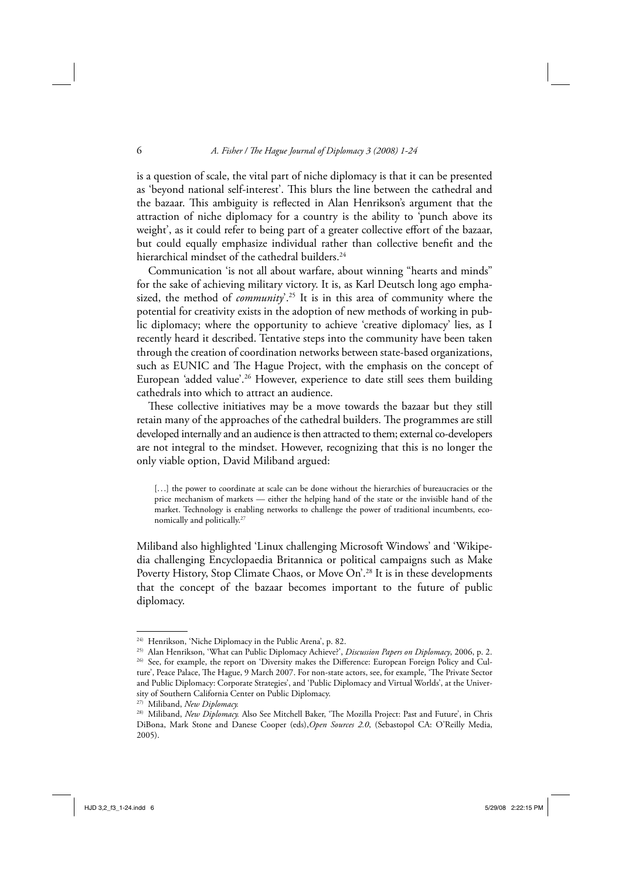is a question of scale, the vital part of niche diplomacy is that it can be presented as 'beyond national self-interest'. This blurs the line between the cathedral and the bazaar. This ambiguity is reflected in Alan Henrikson's argument that the attraction of niche diplomacy for a country is the ability to 'punch above its weight', as it could refer to being part of a greater collective effort of the bazaar, but could equally emphasize individual rather than collective benefit and the hierarchical mindset of the cathedral builders.[24]

Communication 'is not all about warfare, about winning "hearts and minds" for the sake of achieving military victory. It is, as Karl Deutsch long ago emphasized, the method of *community*'.[25] It is in this area of community where the potential for creativity exists in the adoption of new methods of working in public diplomacy; where the opportunity to achieve 'creative diplomacy' lies, as I recently heard it described. Tentative steps into the community have been taken through the creation of coordination networks between state-based organizations, such as EUNIC and The Hague Project, with the emphasis on the concept of European 'added value'.[26] However, experience to date still sees them building cathedrals into which to attract an audience.

These collective initiatives may be a move towards the bazaar but they still retain many of the approaches of the cathedral builders. The programmes are still developed internally and an audience is then attracted to them; external co-developers are not integral to the mindset. However, recognizing that this is no longer the only viable option, David Miliband argued:

> [...] the power to coordinate at scale can be done without the hierarchies of bureaucracies or the price mechanism of markets — either the helping hand of the state or the invisible hand of the market. Technology is enabling networks to challenge the power of traditional incumbents, economically and politically.[27]

Miliband also highlighted 'Linux challenging Microsoft Windows' and 'Wikipedia challenging Encyclopaedia Britannica or political campaigns such as Make Poverty History, Stop Climate Chaos, or Move On'.[28] It is in these developments that the concept of the bazaar becomes important to the future of public diplomacy.

---

[24] Henrikson, 'Niche Diplomacy in the Public Arena', p. 82.

[25] Alan Henrikson, 'What can Public Diplomacy Achieve?', *Discussion Papers on Diplomacy*, 2006, p. 2.

[26] See, for example, the report on 'Diversity makes the Difference: European Foreign Policy and Culture', Peace Palace, The Hague, 9 March 2007. For non-state actors, see, for example, 'The Private Sector and Public Diplomacy: Corporate Strategies', and 'Public Diplomacy and Virtual Worlds', at the University of Southern California Center on Public Diplomacy.

[27] Miliband, *New Diplomacy.*

[28] Miliband, *New Diplomacy.* Also See Mitchell Baker, 'The Mozilla Project: Past and Future', in Chris DiBona, Mark Stone and Danese Cooper (eds),*Open Sources 2.0*, (Sebastopol CA: O'Reilly Media, 2005).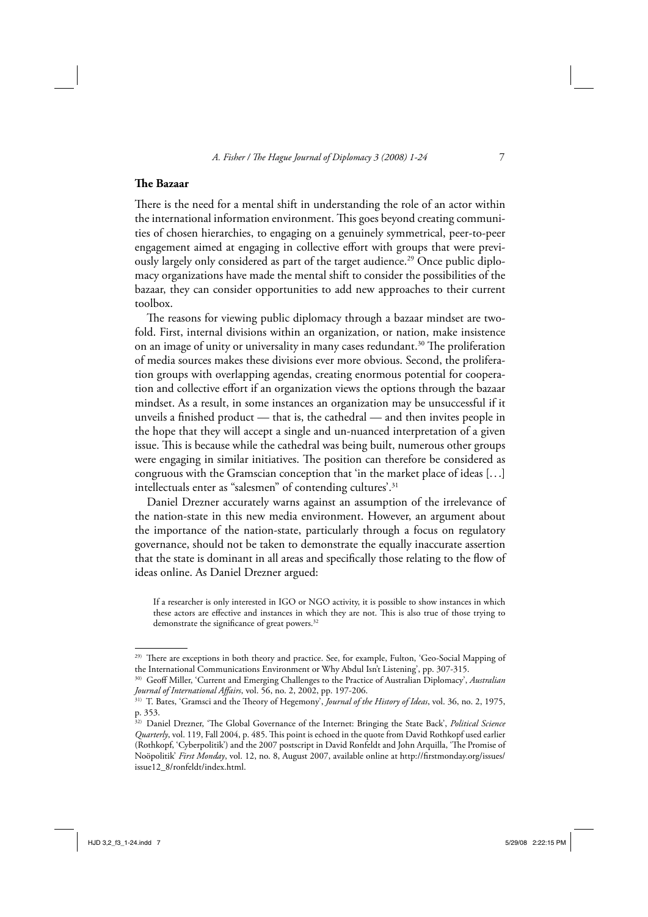## The Bazaar

There is the need for a mental shift in understanding the role of an actor within the international information environment. This goes beyond creating communities of chosen hierarchies, to engaging on a genuinely symmetrical, peer-to-peer engagement aimed at engaging in collective effort with groups that were previously largely only considered as part of the target audience.[29] Once public diplomacy organizations have made the mental shift to consider the possibilities of the bazaar, they can consider opportunities to add new approaches to their current toolbox.

The reasons for viewing public diplomacy through a bazaar mindset are twofold. First, internal divisions within an organization, or nation, make insistence on an image of unity or universality in many cases redundant.[30] The proliferation of media sources makes these divisions ever more obvious. Second, the proliferation groups with overlapping agendas, creating enormous potential for cooperation and collective effort if an organization views the options through the bazaar mindset. As a result, in some instances an organization may be unsuccessful if it unveils a finished product — that is, the cathedral — and then invites people in the hope that they will accept a single and un-nuanced interpretation of a given issue. This is because while the cathedral was being built, numerous other groups were engaging in similar initiatives. The position can therefore be considered as congruous with the Gramscian conception that 'in the market place of ideas [...] intellectuals enter as "salesmen" of contending cultures'.[31]

Daniel Drezner accurately warns against an assumption of the irrelevance of the nation-state in this new media environment. However, an argument about the importance of the nation-state, particularly through a focus on regulatory governance, should not be taken to demonstrate the equally inaccurate assertion that the state is dominant in all areas and specifically those relating to the flow of ideas online. As Daniel Drezner argued:

> If a researcher is only interested in IGO or NGO activity, it is possible to show instances in which these actors are effective and instances in which they are not. This is also true of those trying to demonstrate the significance of great powers.[32]

---

[29] There are exceptions in both theory and practice. See, for example, Fulton, 'Geo-Social Mapping of the International Communications Environment or Why Abdul Isn't Listening', pp. 307-315.

[30] Geoff Miller, 'Current and Emerging Challenges to the Practice of Australian Diplomacy', *Australian Journal of International Affairs*, vol. 56, no. 2, 2002, pp. 197-206.

[31] T. Bates, 'Gramsci and the Theory of Hegemony', *Journal of the History of Ideas*, vol. 36, no. 2, 1975, p. 353.

[32] Daniel Drezner, 'The Global Governance of the Internet: Bringing the State Back', *Political Science Quarterly*, vol. 119, Fall 2004, p. 485. This point is echoed in the quote from David Rothkopf used earlier (Rothkopf, 'Cyberpolitik') and the 2007 postscript in David Ronfeldt and John Arquilla, 'The Promise of Noöpolitik' *First Monday*, vol. 12, no. 8, August 2007, available online at http://firstmonday.org/issues/issue12_8/ronfeldt/index.html.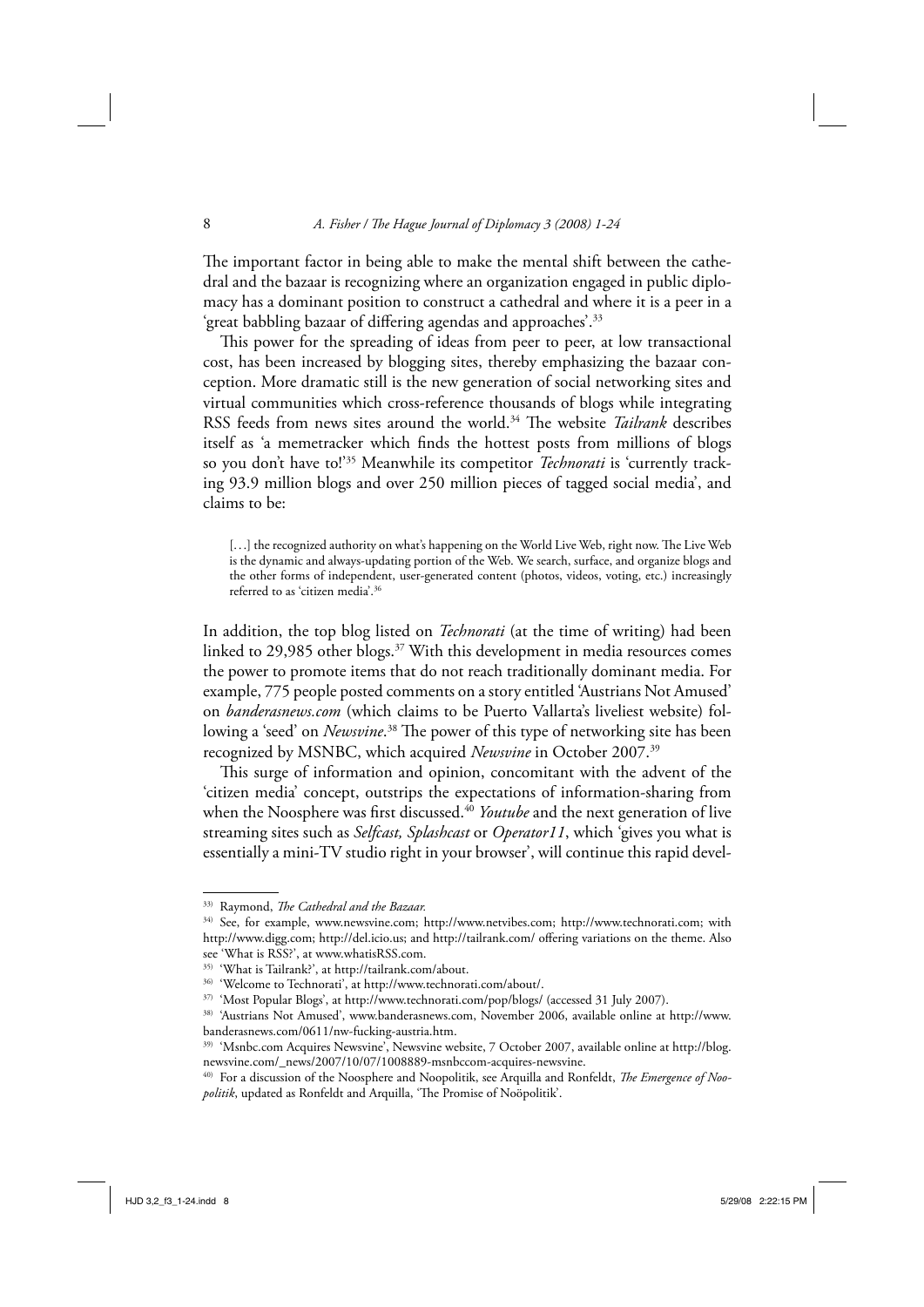The important factor in being able to make the mental shift between the cathedral and the bazaar is recognizing where an organization engaged in public diplomacy has a dominant position to construct a cathedral and where it is a peer in a 'great babbling bazaar of differing agendas and approaches'.[33]

This power for the spreading of ideas from peer to peer, at low transactional cost, has been increased by blogging sites, thereby emphasizing the bazaar conception. More dramatic still is the new generation of social networking sites and virtual communities which cross-reference thousands of blogs while integrating RSS feeds from news sites around the world.[34] The website *Tailrank* describes itself as 'a memetracker which finds the hottest posts from millions of blogs so you don't have to!'[35] Meanwhile its competitor *Technorati* is 'currently tracking 93.9 million blogs and over 250 million pieces of tagged social media', and claims to be:

> [...] the recognized authority on what's happening on the World Live Web, right now. The Live Web is the dynamic and always-updating portion of the Web. We search, surface, and organize blogs and the other forms of independent, user-generated content (photos, videos, voting, etc.) increasingly referred to as 'citizen media'.[36]

In addition, the top blog listed on *Technorati* (at the time of writing) had been linked to 29,985 other blogs.[37] With this development in media resources comes the power to promote items that do not reach traditionally dominant media. For example, 775 people posted comments on a story entitled 'Austrians Not Amused' on *banderasnews.com* (which claims to be Puerto Vallarta's liveliest website) following a 'seed' on *Newsvine*.[38] The power of this type of networking site has been recognized by MSNBC, which acquired *Newsvine* in October 2007.[39]

This surge of information and opinion, concomitant with the advent of the 'citizen media' concept, outstrips the expectations of information-sharing from when the Noosphere was first discussed.[40] *Youtube* and the next generation of live streaming sites such as *Selfcast, Splashcast* or *Operator11*, which 'gives you what is essentially a mini-TV studio right in your browser', will continue this rapid devel-

---

[33] Raymond, *The Cathedral and the Bazaar.*

[34] See, for example, www.newsvine.com; http://www.netvibes.com; http://www.technorati.com; with http://www.digg.com; http://del.icio.us; and http://tailrank.com/ offering variations on the theme. Also see 'What is RSS?', at www.whatisRSS.com.

[35] 'What is Tailrank?', at http://tailrank.com/about.

[36] 'Welcome to Technorati', at http://www.technorati.com/about/.

[37] 'Most Popular Blogs', at http://www.technorati.com/pop/blogs/ (accessed 31 July 2007).

[38] 'Austrians Not Amused', www.banderasnews.com, November 2006, available online at http://www.banderasnews.com/0611/nw-fucking-austria.htm.

[39] 'Msnbc.com Acquires Newsvine', Newsvine website, 7 October 2007, available online at http://blog.newsvine.com/_news/2007/10/07/1008889-msnbccom-acquires-newsvine.

[40] For a discussion of the Noosphere and Noopolitik, see Arquilla and Ronfeldt, *The Emergence of Noopolitik*, updated as Ronfeldt and Arquilla, 'The Promise of Noöpolitik'.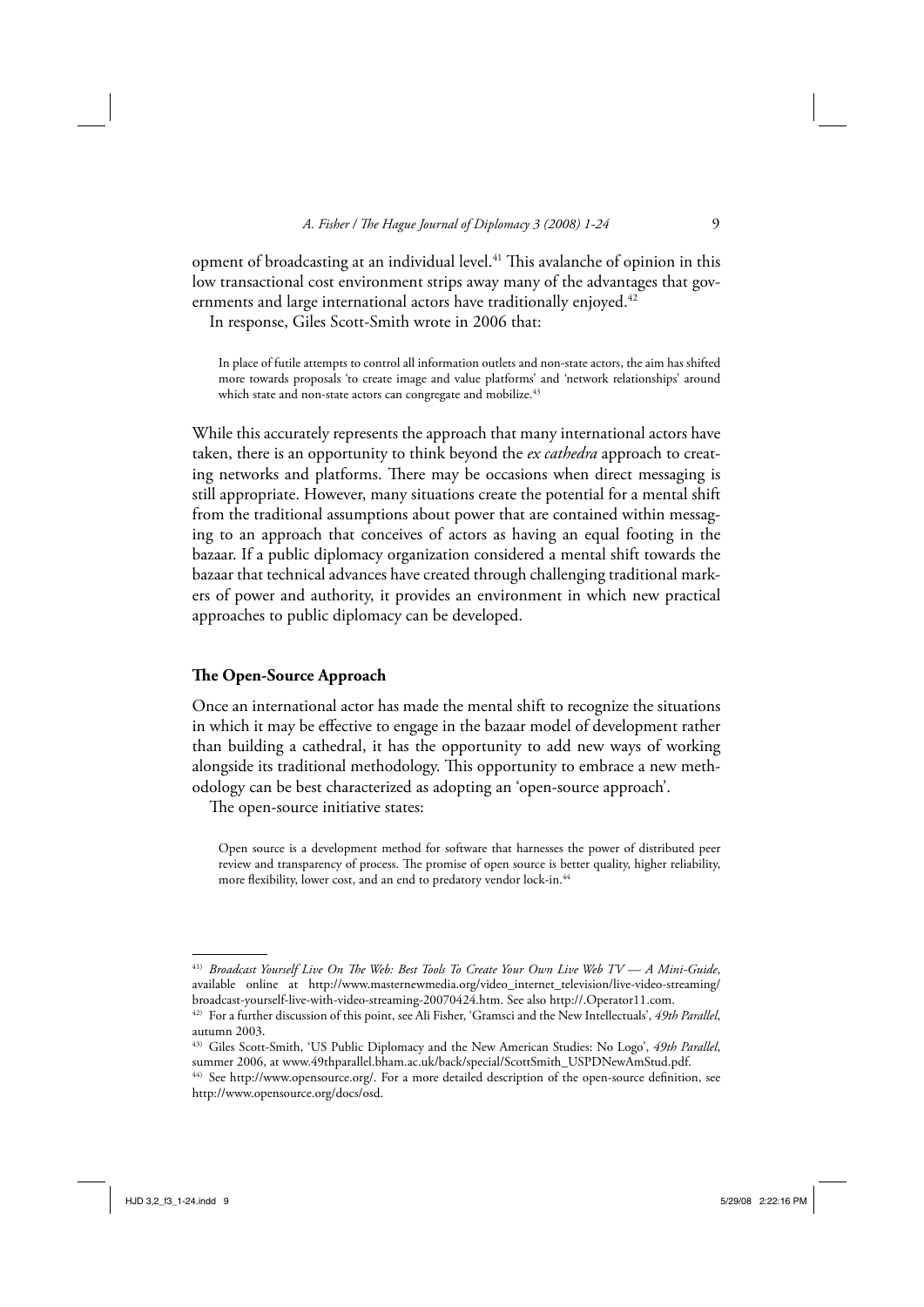opment of broadcasting at an individual level.[41] This avalanche of opinion in this low transactional cost environment strips away many of the advantages that governments and large international actors have traditionally enjoyed.[42]

In response, Giles Scott-Smith wrote in 2006 that:

> In place of futile attempts to control all information outlets and non-state actors, the aim has shifted more towards proposals 'to create image and value platforms' and 'network relationships' around which state and non-state actors can congregate and mobilize.[43]

While this accurately represents the approach that many international actors have taken, there is an opportunity to think beyond the *ex cathedra* approach to creating networks and platforms. There may be occasions when direct messaging is still appropriate. However, many situations create the potential for a mental shift from the traditional assumptions about power that are contained within messaging to an approach that conceives of actors as having an equal footing in the bazaar. If a public diplomacy organization considered a mental shift towards the bazaar that technical advances have created through challenging traditional markers of power and authority, it provides an environment in which new practical approaches to public diplomacy can be developed.

## The Open-Source Approach

Once an international actor has made the mental shift to recognize the situations in which it may be effective to engage in the bazaar model of development rather than building a cathedral, it has the opportunity to add new ways of working alongside its traditional methodology. This opportunity to embrace a new methodology can be best characterized as adopting an 'open-source approach'.

The open-source initiative states:

> Open source is a development method for software that harnesses the power of distributed peer review and transparency of process. The promise of open source is better quality, higher reliability, more flexibility, lower cost, and an end to predatory vendor lock-in.[44]

---

[41] *Broadcast Yourself Live On The Web: Best Tools To Create Your Own Live Web TV — A Mini-Guide*, available online at http://www.masternewmedia.org/video_internet_television/live-video-streaming/broadcast-yourself-live-with-video-streaming-20070424.htm. See also http://.Operator11.com.

[42] For a further discussion of this point, see Ali Fisher, 'Gramsci and the New Intellectuals', *49th Parallel*, autumn 2003.

[43] Giles Scott-Smith, 'US Public Diplomacy and the New American Studies: No Logo', *49th Parallel*, summer 2006, at www.49thparallel.bham.ac.uk/back/special/ScottSmith_USPDNewAmStud.pdf.

[44] See http://www.opensource.org/. For a more detailed description of the open-source definition, see http://www.opensource.org/docs/osd.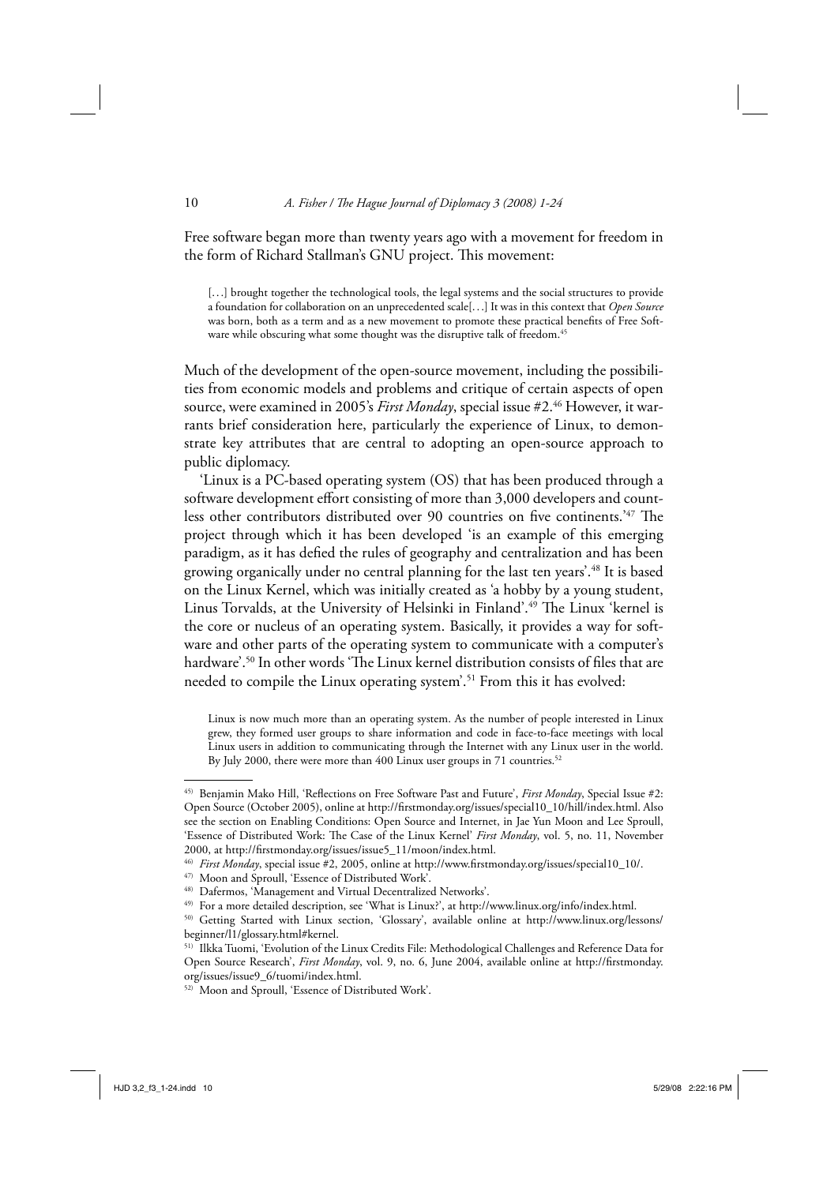Free software began more than twenty years ago with a movement for freedom in the form of Richard Stallman's GNU project. This movement:

> [. . .] brought together the technological tools, the legal systems and the social structures to provide a foundation for collaboration on an unprecedented scale[. . .] It was in this context that *Open Source* was born, both as a term and as a new movement to promote these practical benefits of Free Software while obscuring what some thought was the disruptive talk of freedom.[45]

Much of the development of the open-source movement, including the possibilities from economic models and problems and critique of certain aspects of open source, were examined in 2005's *First Monday*, special issue #2.[46] However, it warrants brief consideration here, particularly the experience of Linux, to demonstrate key attributes that are central to adopting an open-source approach to public diplomacy.

'Linux is a PC-based operating system (OS) that has been produced through a software development effort consisting of more than 3,000 developers and countless other contributors distributed over 90 countries on five continents.'[47] The project through which it has been developed 'is an example of this emerging paradigm, as it has defied the rules of geography and centralization and has been growing organically under no central planning for the last ten years'.[48] It is based on the Linux Kernel, which was initially created as 'a hobby by a young student, Linus Torvalds, at the University of Helsinki in Finland'.[49] The Linux 'kernel is the core or nucleus of an operating system. Basically, it provides a way for software and other parts of the operating system to communicate with a computer's hardware'.[50] In other words 'The Linux kernel distribution consists of files that are needed to compile the Linux operating system'.[51] From this it has evolved:

> Linux is now much more than an operating system. As the number of people interested in Linux grew, they formed user groups to share information and code in face-to-face meetings with local Linux users in addition to communicating through the Internet with any Linux user in the world. By July 2000, there were more than 400 Linux user groups in 71 countries.[52]

---

45) Benjamin Mako Hill, 'Reflections on Free Software Past and Future', *First Monday*, Special Issue #2: Open Source (October 2005), online at http://firstmonday.org/issues/special10_10/hill/index.html. Also see the section on Enabling Conditions: Open Source and Internet, in Jae Yun Moon and Lee Sproull, 'Essence of Distributed Work: The Case of the Linux Kernel' *First Monday*, vol. 5, no. 11, November 2000, at http://firstmonday.org/issues/issue5_11/moon/index.html.

46) *First Monday*, special issue #2, 2005, online at http://www.firstmonday.org/issues/special10_10/.

47) Moon and Sproull, 'Essence of Distributed Work'.

48) Dafermos, 'Management and Virtual Decentralized Networks'.

49) For a more detailed description, see 'What is Linux?', at http://www.linux.org/info/index.html.

50) Getting Started with Linux section, 'Glossary', available online at http://www.linux.org/lessons/beginner/l1/glossary.html#kernel.

51) Ilkka Tuomi, 'Evolution of the Linux Credits File: Methodological Challenges and Reference Data for Open Source Research', *First Monday*, vol. 9, no. 6, June 2004, available online at http://firstmonday.org/issues/issue9_6/tuomi/index.html.

52) Moon and Sproull, 'Essence of Distributed Work'.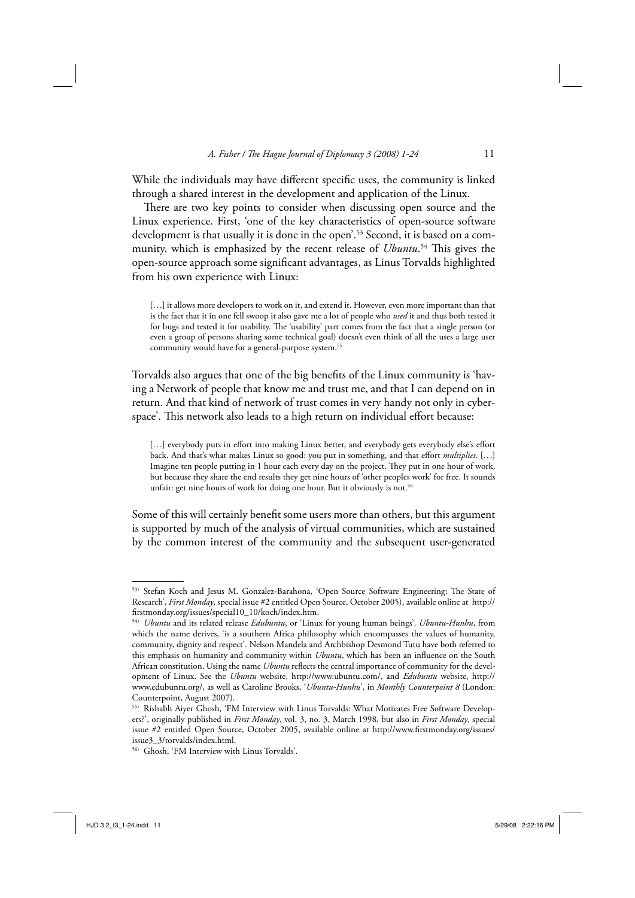While the individuals may have different specific uses, the community is linked through a shared interest in the development and application of the Linux.

There are two key points to consider when discussing open source and the Linux experience. First, 'one of the key characteristics of open-source software development is that usually it is done in the open'.[53] Second, it is based on a community, which is emphasized by the recent release of *Ubuntu*.[54] This gives the open-source approach some significant advantages, as Linus Torvalds highlighted from his own experience with Linux:

> […] it allows more developers to work on it, and extend it. However, even more important than that is the fact that it in one fell swoop it also gave me a lot of people who *used* it and thus both tested it for bugs and tested it for usability. The 'usability' part comes from the fact that a single person (or even a group of persons sharing some technical goal) doesn't even think of all the uses a large user community would have for a general-purpose system.[55]

Torvalds also argues that one of the big benefits of the Linux community is 'having a Network of people that know me and trust me, and that I can depend on in return. And that kind of network of trust comes in very handy not only in cyberspace'. This network also leads to a high return on individual effort because:

> […] everybody puts in effort into making Linux better, and everybody gets everybody else's effort back. And that's what makes Linux so good: you put in something, and that effort *multiplies*. […] Imagine ten people putting in 1 hour each every day on the project. They put in one hour of work, but because they share the end results they get nine hours of 'other peoples work' for free. It sounds unfair: get nine hours of work for doing one hour. But it obviously is not.[56]

Some of this will certainly benefit some users more than others, but this argument is supported by much of the analysis of virtual communities, which are sustained by the common interest of the community and the subsequent user-generated

---

[53] Stefan Koch and Jesus M. Gonzalez-Barahona, 'Open Source Software Engineering: The State of Research', *First Monday*, special issue #2 entitled Open Source, October 2005), available online at http://firstmonday.org/issues/special10_10/koch/index.htm.

[54] *Ubuntu* and its related release *Edubuntu*, or 'Linux for young human beings'. *Ubuntu-Hunhu*, from which the name derives, 'is a southern Africa philosophy which encompasses the values of humanity, community, dignity and respect'. Nelson Mandela and Archbishop Desmond Tutu have both referred to this emphasis on humanity and community within *Ubuntu*, which has been an influence on the South African constitution. Using the name *Ubuntu* reflects the central importance of community for the development of Linux. See the *Ubuntu* website, http://www.ubuntu.com/, and *Edubuntu* website, http://www.edubuntu.org/, as well as Caroline Brooks, '*Ubuntu-Hunhu*', in *Monthly Counterpoint 8* (London: Counterpoint, August 2007).

[55] Rishabh Aiyer Ghosh, 'FM Interview with Linus Torvalds: What Motivates Free Software Developers?', originally published in *First Monday*, vol. 3, no. 3, March 1998, but also in *First Monday*, special issue #2 entitled Open Source, October 2005, available online at http://www.firstmonday.org/issues/issue3_3/torvalds/index.html.

[56] Ghosh, 'FM Interview with Linus Torvalds'.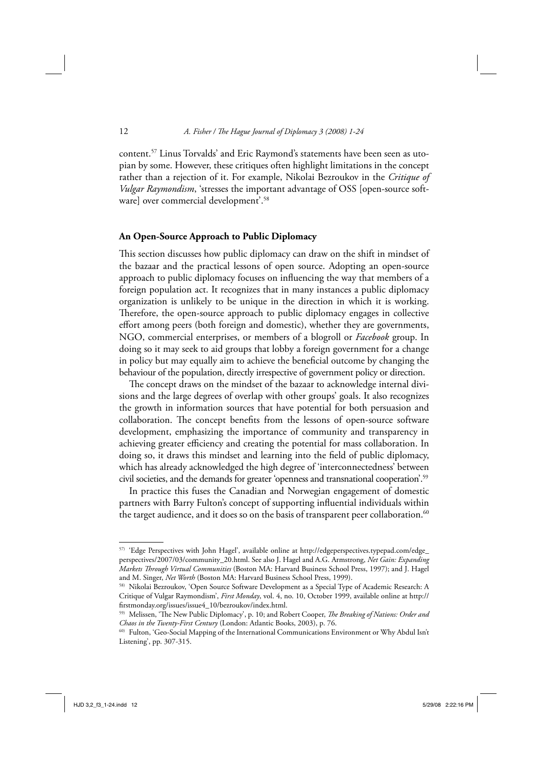content.[57] Linus Torvalds' and Eric Raymond's statements have been seen as utopian by some. However, these critiques often highlight limitations in the concept rather than a rejection of it. For example, Nikolai Bezroukov in the *Critique of Vulgar Raymondism*, 'stresses the important advantage of OSS [open-source software] over commercial development'.[58]

## An Open-Source Approach to Public Diplomacy

This section discusses how public diplomacy can draw on the shift in mindset of the bazaar and the practical lessons of open source. Adopting an open-source approach to public diplomacy focuses on influencing the way that members of a foreign population act. It recognizes that in many instances a public diplomacy organization is unlikely to be unique in the direction in which it is working. Therefore, the open-source approach to public diplomacy engages in collective effort among peers (both foreign and domestic), whether they are governments, NGO, commercial enterprises, or members of a blogroll or *Facebook* group. In doing so it may seek to aid groups that lobby a foreign government for a change in policy but may equally aim to achieve the beneficial outcome by changing the behaviour of the population, directly irrespective of government policy or direction.

The concept draws on the mindset of the bazaar to acknowledge internal divisions and the large degrees of overlap with other groups' goals. It also recognizes the growth in information sources that have potential for both persuasion and collaboration. The concept benefits from the lessons of open-source software development, emphasizing the importance of community and transparency in achieving greater efficiency and creating the potential for mass collaboration. In doing so, it draws this mindset and learning into the field of public diplomacy, which has already acknowledged the high degree of 'interconnectedness' between civil societies, and the demands for greater 'openness and transnational cooperation'.[59]

In practice this fuses the Canadian and Norwegian engagement of domestic partners with Barry Fulton's concept of supporting influential individuals within the target audience, and it does so on the basis of transparent peer collaboration.[60]

---

[57] 'Edge Perspectives with John Hagel', available online at http://edgeperspectives.typepad.com/edge_perspectives/2007/03/community_20.html. See also J. Hagel and A.G. Armstrong, *Net Gain: Expanding Markets Through Virtual Communities* (Boston MA: Harvard Business School Press, 1997); and J. Hagel and M. Singer, *Net Worth* (Boston MA: Harvard Business School Press, 1999).

[58] Nikolai Bezroukov, 'Open Source Software Development as a Special Type of Academic Research: A Critique of Vulgar Raymondism', *First Monday*, vol. 4, no. 10, October 1999, available online at http://firstmonday.org/issues/issue4_10/bezroukov/index.html.

[59] Melissen, 'The New Public Diplomacy', p. 10; and Robert Cooper, *The Breaking of Nations: Order and Chaos in the Twenty-First Century* (London: Atlantic Books, 2003), p. 76.

[60] Fulton, 'Geo-Social Mapping of the International Communications Environment or Why Abdul Isn't Listening', pp. 307-315.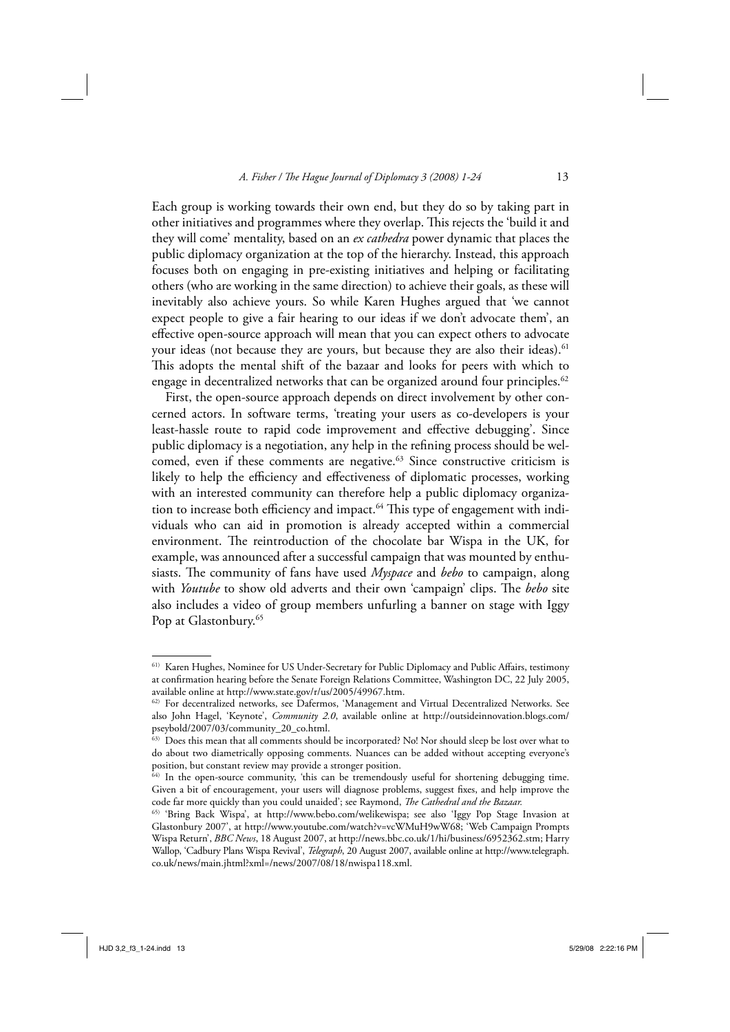Each group is working towards their own end, but they do so by taking part in other initiatives and programmes where they overlap. This rejects the 'build it and they will come' mentality, based on an *ex cathedra* power dynamic that places the public diplomacy organization at the top of the hierarchy. Instead, this approach focuses both on engaging in pre-existing initiatives and helping or facilitating others (who are working in the same direction) to achieve their goals, as these will inevitably also achieve yours. So while Karen Hughes argued that 'we cannot expect people to give a fair hearing to our ideas if we don't advocate them', an effective open-source approach will mean that you can expect others to advocate your ideas (not because they are yours, but because they are also their ideas).[61] This adopts the mental shift of the bazaar and looks for peers with which to engage in decentralized networks that can be organized around four principles.[62]

First, the open-source approach depends on direct involvement by other concerned actors. In software terms, 'treating your users as co-developers is your least-hassle route to rapid code improvement and effective debugging'. Since public diplomacy is a negotiation, any help in the refining process should be welcomed, even if these comments are negative.[63] Since constructive criticism is likely to help the efficiency and effectiveness of diplomatic processes, working with an interested community can therefore help a public diplomacy organization to increase both efficiency and impact.[64] This type of engagement with individuals who can aid in promotion is already accepted within a commercial environment. The reintroduction of the chocolate bar Wispa in the UK, for example, was announced after a successful campaign that was mounted by enthusiasts. The community of fans have used *Myspace* and *bebo* to campaign, along with *Youtube* to show old adverts and their own 'campaign' clips. The *bebo* site also includes a video of group members unfurling a banner on stage with Iggy Pop at Glastonbury.[65]

---

[61] Karen Hughes, Nominee for US Under-Secretary for Public Diplomacy and Public Affairs, testimony at confirmation hearing before the Senate Foreign Relations Committee, Washington DC, 22 July 2005, available online at http://www.state.gov/r/us/2005/49967.htm.

[62] For decentralized networks, see Dafermos, 'Management and Virtual Decentralized Networks. See also John Hagel, 'Keynote', *Community 2.0*, available online at http://outsideinnovation.blogs.com/pseybold/2007/03/community_20_co.html.

[63] Does this mean that all comments should be incorporated? No! Nor should sleep be lost over what to do about two diametrically opposing comments. Nuances can be added without accepting everyone's position, but constant review may provide a stronger position.

[64] In the open-source community, 'this can be tremendously useful for shortening debugging time. Given a bit of encouragement, your users will diagnose problems, suggest fixes, and help improve the code far more quickly than you could unaided'; see Raymond, *The Cathedral and the Bazaar*.

[65] 'Bring Back Wispa', at http://www.bebo.com/welikewispa; see also 'Iggy Pop Stage Invasion at Glastonbury 2007', at http://www.youtube.com/watch?v=vcWMuH9wW68; 'Web Campaign Prompts Wispa Return', *BBC News*, 18 August 2007, at http://news.bbc.co.uk/1/hi/business/6952362.stm; Harry Wallop, 'Cadbury Plans Wispa Revival', *Telegraph*, 20 August 2007, available online at http://www.telegraph.co.uk/news/main.jhtml?xml=/news/2007/08/18/nwispa118.xml.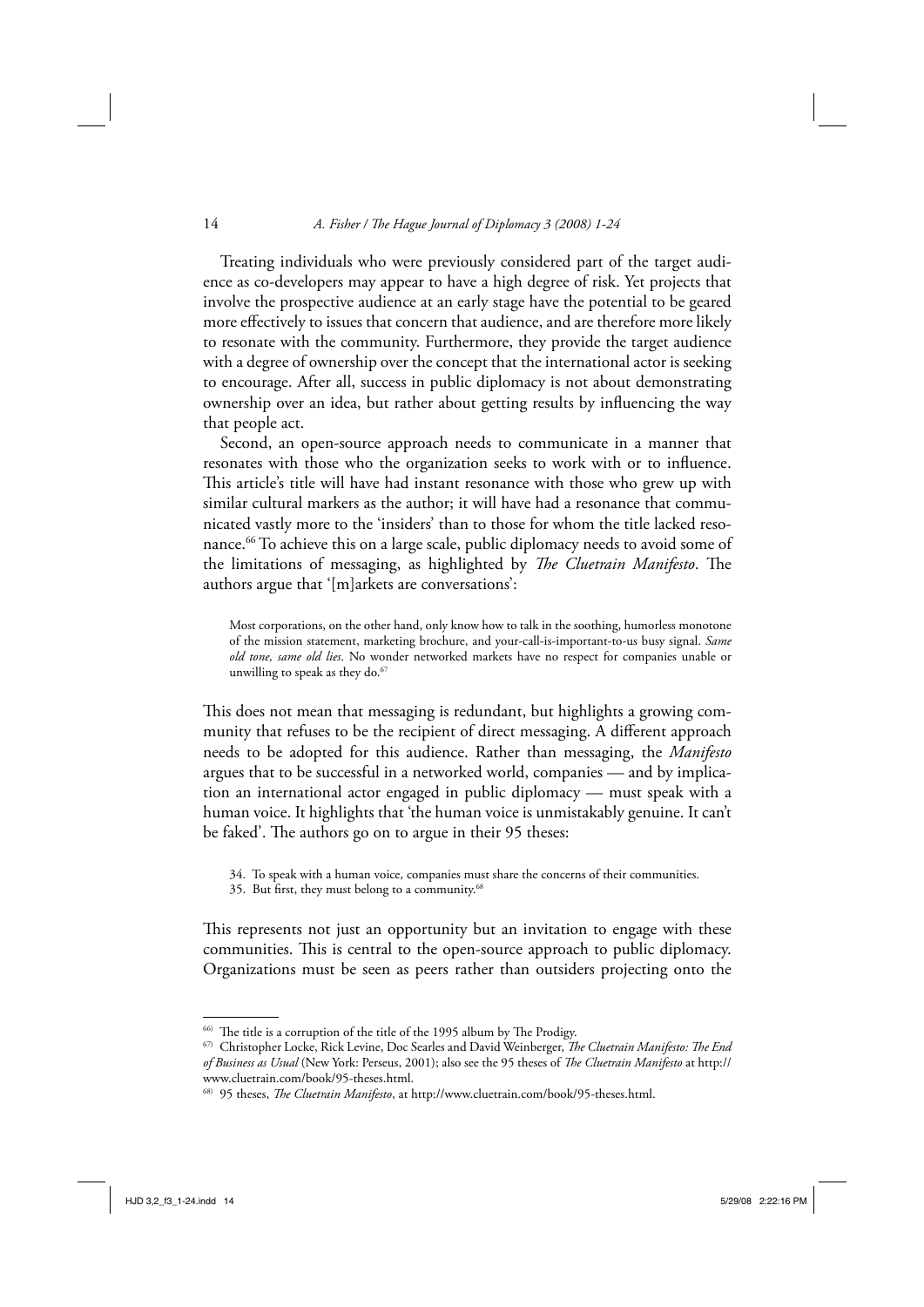Treating individuals who were previously considered part of the target audience as co-developers may appear to have a high degree of risk. Yet projects that involve the prospective audience at an early stage have the potential to be geared more effectively to issues that concern that audience, and are therefore more likely to resonate with the community. Furthermore, they provide the target audience with a degree of ownership over the concept that the international actor is seeking to encourage. After all, success in public diplomacy is not about demonstrating ownership over an idea, but rather about getting results by influencing the way that people act.

Second, an open-source approach needs to communicate in a manner that resonates with those who the organization seeks to work with or to influence. This article's title will have had instant resonance with those who grew up with similar cultural markers as the author; it will have had a resonance that communicated vastly more to the 'insiders' than to those for whom the title lacked resonance.[66] To achieve this on a large scale, public diplomacy needs to avoid some of the limitations of messaging, as highlighted by *The Cluetrain Manifesto*. The authors argue that '[m]arkets are conversations':

> Most corporations, on the other hand, only know how to talk in the soothing, humorless monotone of the mission statement, marketing brochure, and your-call-is-important-to-us busy signal. *Same old tone, same old lies*. No wonder networked markets have no respect for companies unable or unwilling to speak as they do.[67]

This does not mean that messaging is redundant, but highlights a growing community that refuses to be the recipient of direct messaging. A different approach needs to be adopted for this audience. Rather than messaging, the *Manifesto* argues that to be successful in a networked world, companies — and by implication an international actor engaged in public diplomacy — must speak with a human voice. It highlights that 'the human voice is unmistakably genuine. It can't be faked'. The authors go on to argue in their 95 theses:

> 34. To speak with a human voice, companies must share the concerns of their communities.
> 35. But first, they must belong to a community.[68]

This represents not just an opportunity but an invitation to engage with these communities. This is central to the open-source approach to public diplomacy. Organizations must be seen as peers rather than outsiders projecting onto the

---

[66] The title is a corruption of the title of the 1995 album by The Prodigy.

[67] Christopher Locke, Rick Levine, Doc Searles and David Weinberger, *The Cluetrain Manifesto: The End of Business as Usual* (New York: Perseus, 2001); also see the 95 theses of *The Cluetrain Manifesto* at http://www.cluetrain.com/book/95-theses.html.

[68] 95 theses, *The Cluetrain Manifesto*, at http://www.cluetrain.com/book/95-theses.html.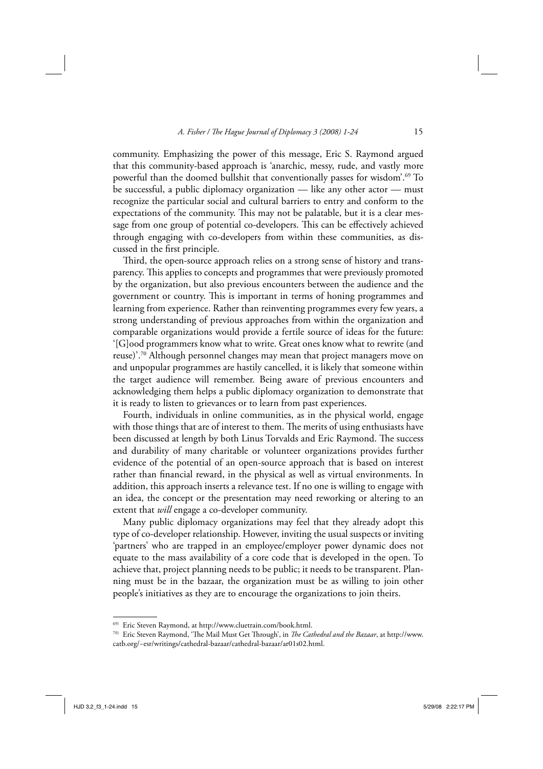community. Emphasizing the power of this message, Eric S. Raymond argued that this community-based approach is 'anarchic, messy, rude, and vastly more powerful than the doomed bullshit that conventionally passes for wisdom'.[69] To be successful, a public diplomacy organization — like any other actor — must recognize the particular social and cultural barriers to entry and conform to the expectations of the community. This may not be palatable, but it is a clear message from one group of potential co-developers. This can be effectively achieved through engaging with co-developers from within these communities, as discussed in the first principle.

Third, the open-source approach relies on a strong sense of history and transparency. This applies to concepts and programmes that were previously promoted by the organization, but also previous encounters between the audience and the government or country. This is important in terms of honing programmes and learning from experience. Rather than reinventing programmes every few years, a strong understanding of previous approaches from within the organization and comparable organizations would provide a fertile source of ideas for the future: '[G]ood programmers know what to write. Great ones know what to rewrite (and reuse)'.[70] Although personnel changes may mean that project managers move on and unpopular programmes are hastily cancelled, it is likely that someone within the target audience will remember. Being aware of previous encounters and acknowledging them helps a public diplomacy organization to demonstrate that it is ready to listen to grievances or to learn from past experiences.

Fourth, individuals in online communities, as in the physical world, engage with those things that are of interest to them. The merits of using enthusiasts have been discussed at length by both Linus Torvalds and Eric Raymond. The success and durability of many charitable or volunteer organizations provides further evidence of the potential of an open-source approach that is based on interest rather than financial reward, in the physical as well as virtual environments. In addition, this approach inserts a relevance test. If no one is willing to engage with an idea, the concept or the presentation may need reworking or altering to an extent that *will* engage a co-developer community.

Many public diplomacy organizations may feel that they already adopt this type of co-developer relationship. However, inviting the usual suspects or inviting 'partners' who are trapped in an employee/employer power dynamic does not equate to the mass availability of a core code that is developed in the open. To achieve that, project planning needs to be public; it needs to be transparent. Planning must be in the bazaar, the organization must be as willing to join other people's initiatives as they are to encourage the organizations to join theirs.

---

[69] Eric Steven Raymond, at http://www.cluetrain.com/book.html.

[70] Eric Steven Raymond, 'The Mail Must Get Through', in *The Cathedral and the Bazaar*, at http://www.catb.org/~esr/writings/cathedral-bazaar/cathedral-bazaar/ar01s02.html.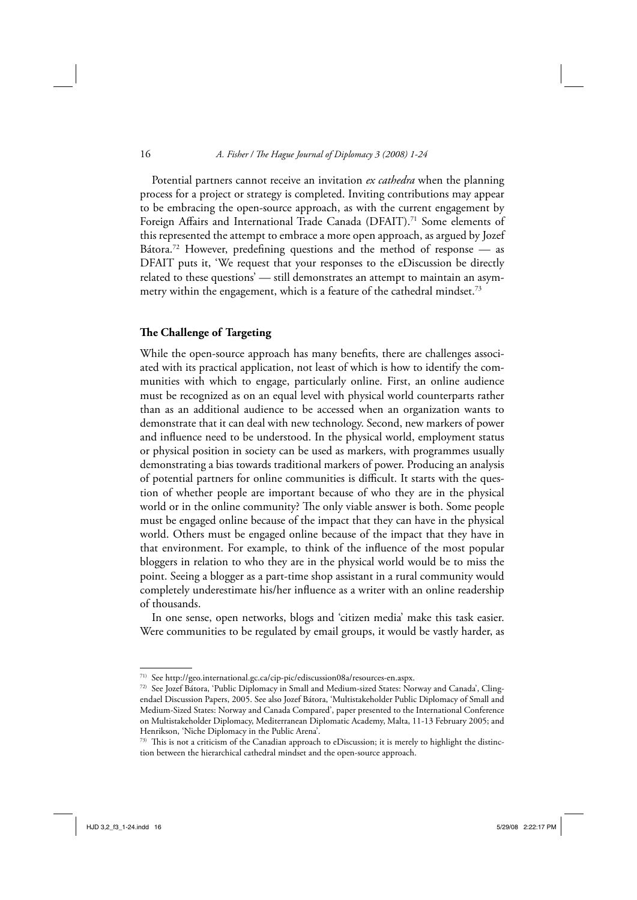Potential partners cannot receive an invitation *ex cathedra* when the planning process for a project or strategy is completed. Inviting contributions may appear to be embracing the open-source approach, as with the current engagement by Foreign Affairs and International Trade Canada (DFAIT).[71] Some elements of this represented the attempt to embrace a more open approach, as argued by Jozef Bátora.[72] However, predefining questions and the method of response — as DFAIT puts it, 'We request that your responses to the eDiscussion be directly related to these questions' — still demonstrates an attempt to maintain an asymmetry within the engagement, which is a feature of the cathedral mindset.[73]

## The Challenge of Targeting

While the open-source approach has many benefits, there are challenges associated with its practical application, not least of which is how to identify the communities with which to engage, particularly online. First, an online audience must be recognized as on an equal level with physical world counterparts rather than as an additional audience to be accessed when an organization wants to demonstrate that it can deal with new technology. Second, new markers of power and influence need to be understood. In the physical world, employment status or physical position in society can be used as markers, with programmes usually demonstrating a bias towards traditional markers of power. Producing an analysis of potential partners for online communities is difficult. It starts with the question of whether people are important because of who they are in the physical world or in the online community? The only viable answer is both. Some people must be engaged online because of the impact that they can have in the physical world. Others must be engaged online because of the impact that they have in that environment. For example, to think of the influence of the most popular bloggers in relation to who they are in the physical world would be to miss the point. Seeing a blogger as a part-time shop assistant in a rural community would completely underestimate his/her influence as a writer with an online readership of thousands.

In one sense, open networks, blogs and 'citizen media' make this task easier. Were communities to be regulated by email groups, it would be vastly harder, as

---

[71] See http://geo.international.gc.ca/cip-pic/ediscussion08a/resources-en.aspx.

[72] See Jozef Bátora, 'Public Diplomacy in Small and Medium-sized States: Norway and Canada', Clingendael Discussion Papers, 2005. See also Jozef Bátora, 'Multistakeholder Public Diplomacy of Small and Medium-Sized States: Norway and Canada Compared', paper presented to the International Conference on Multistakeholder Diplomacy, Mediterranean Diplomatic Academy, Malta, 11-13 February 2005; and Henrikson, 'Niche Diplomacy in the Public Arena'.

[73] This is not a criticism of the Canadian approach to eDiscussion; it is merely to highlight the distinction between the hierarchical cathedral mindset and the open-source approach.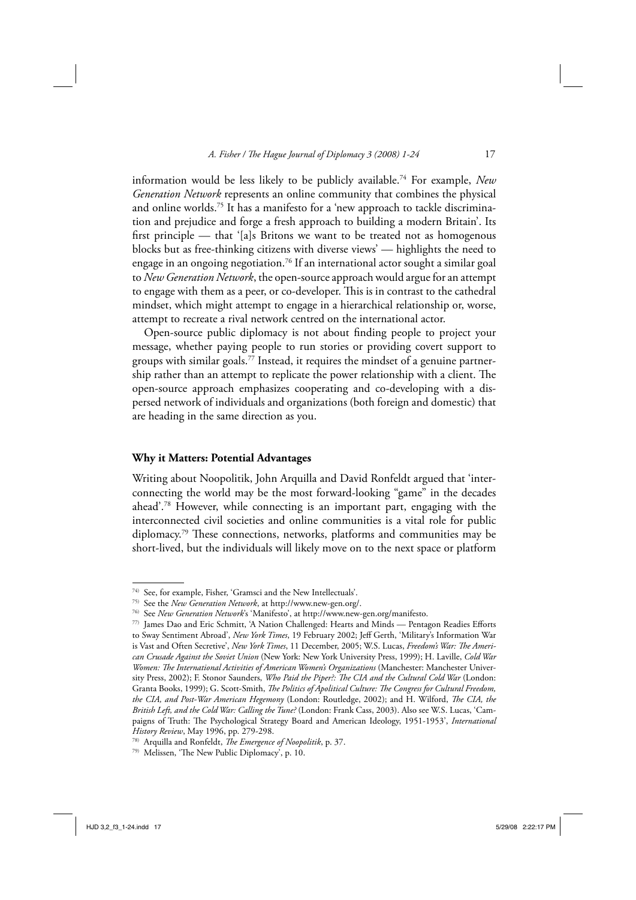information would be less likely to be publicly available.[74] For example, *New Generation Network* represents an online community that combines the physical and online worlds.[75] It has a manifesto for a 'new approach to tackle discrimination and prejudice and forge a fresh approach to building a modern Britain'. Its first principle — that '[a]s Britons we want to be treated not as homogenous blocks but as free-thinking citizens with diverse views' — highlights the need to engage in an ongoing negotiation.[76] If an international actor sought a similar goal to *New Generation Network*, the open-source approach would argue for an attempt to engage with them as a peer, or co-developer. This is in contrast to the cathedral mindset, which might attempt to engage in a hierarchical relationship or, worse, attempt to recreate a rival network centred on the international actor.

Open-source public diplomacy is not about finding people to project your message, whether paying people to run stories or providing covert support to groups with similar goals.[77] Instead, it requires the mindset of a genuine partnership rather than an attempt to replicate the power relationship with a client. The open-source approach emphasizes cooperating and co-developing with a dispersed network of individuals and organizations (both foreign and domestic) that are heading in the same direction as you.

### Why it Matters: Potential Advantages

Writing about Noopolitik, John Arquilla and David Ronfeldt argued that 'interconnecting the world may be the most forward-looking "game" in the decades ahead'.[78] However, while connecting is an important part, engaging with the interconnected civil societies and online communities is a vital role for public diplomacy.[79] These connections, networks, platforms and communities may be short-lived, but the individuals will likely move on to the next space or platform

---

[74] See, for example, Fisher, 'Gramsci and the New Intellectuals'.

[75] See the *New Generation Network*, at http://www.new-gen.org/.

[76] See *New Generation Network*'s 'Manifesto', at http://www.new-gen.org/manifesto.

[77] James Dao and Eric Schmitt, 'A Nation Challenged: Hearts and Minds — Pentagon Readies Efforts to Sway Sentiment Abroad', *New York Times*, 19 February 2002; Jeff Gerth, 'Military's Information War is Vast and Often Secretive', *New York Times*, 11 December, 2005; W.S. Lucas, *Freedom's War: The American Crusade Against the Soviet Union* (New York: New York University Press, 1999); H. Laville, *Cold War Women: The International Activities of American Women's Organizations* (Manchester: Manchester University Press, 2002); F. Stonor Saunders, *Who Paid the Piper?: The CIA and the Cultural Cold War* (London: Granta Books, 1999); G. Scott-Smith, *The Politics of Apolitical Culture: The Congress for Cultural Freedom, the CIA, and Post-War American Hegemony* (London: Routledge, 2002); and H. Wilford, *The CIA, the British Left, and the Cold War: Calling the Tune?* (London: Frank Cass, 2003). Also see W.S. Lucas, 'Campaigns of Truth: The Psychological Strategy Board and American Ideology, 1951-1953', *International History Review*, May 1996, pp. 279-298.

[78] Arquilla and Ronfeldt, *The Emergence of Noopolitik*, p. 37.

[79] Melissen, 'The New Public Diplomacy', p. 10.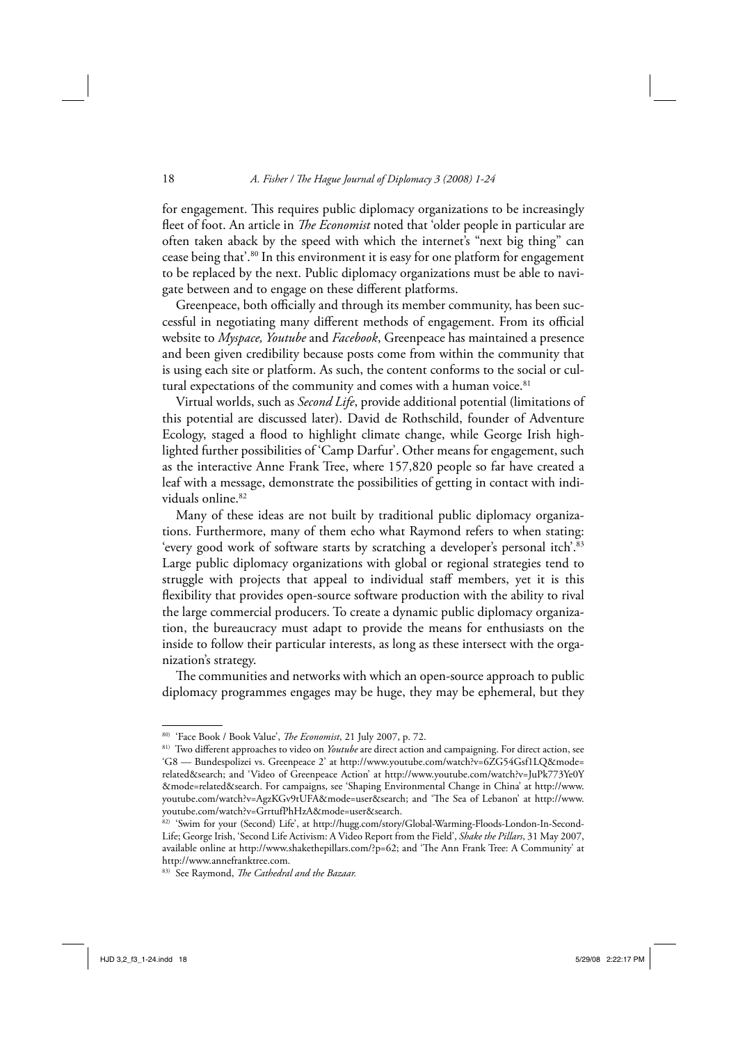for engagement. This requires public diplomacy organizations to be increasingly fleet of foot. An article in *The Economist* noted that 'older people in particular are often taken aback by the speed with which the internet's "next big thing" can cease being that'.[80] In this environment it is easy for one platform for engagement to be replaced by the next. Public diplomacy organizations must be able to navigate between and to engage on these different platforms.

Greenpeace, both officially and through its member community, has been successful in negotiating many different methods of engagement. From its official website to *Myspace, Youtube* and *Facebook*, Greenpeace has maintained a presence and been given credibility because posts come from within the community that is using each site or platform. As such, the content conforms to the social or cultural expectations of the community and comes with a human voice.[81]

Virtual worlds, such as *Second Life*, provide additional potential (limitations of this potential are discussed later). David de Rothschild, founder of Adventure Ecology, staged a flood to highlight climate change, while George Irish highlighted further possibilities of 'Camp Darfur'. Other means for engagement, such as the interactive Anne Frank Tree, where 157,820 people so far have created a leaf with a message, demonstrate the possibilities of getting in contact with individuals online.[82]

Many of these ideas are not built by traditional public diplomacy organizations. Furthermore, many of them echo what Raymond refers to when stating: 'every good work of software starts by scratching a developer's personal itch'.[83] Large public diplomacy organizations with global or regional strategies tend to struggle with projects that appeal to individual staff members, yet it is this flexibility that provides open-source software production with the ability to rival the large commercial producers. To create a dynamic public diplomacy organization, the bureaucracy must adapt to provide the means for enthusiasts on the inside to follow their particular interests, as long as these intersect with the organization's strategy.

The communities and networks with which an open-source approach to public diplomacy programmes engages may be huge, they may be ephemeral, but they

---

80) 'Face Book / Book Value', *The Economist*, 21 July 2007, p. 72.

81) Two different approaches to video on *Youtube* are direct action and campaigning. For direct action, see 'G8 — Bundespolizei vs. Greenpeace 2' at http://www.youtube.com/watch?v=6ZG54Gsf1LQ&mode=related&search; and 'Video of Greenpeace Action' at http://www.youtube.com/watch?v=JuPk773Ye0Y&mode=related&search. For campaigns, see 'Shaping Environmental Change in China' at http://www.youtube.com/watch?v=AgzKGv9tUFA&mode=user&search; and 'The Sea of Lebanon' at http://www.youtube.com/watch?v=GrrtufPhHzA&mode=user&search.

82) 'Swim for your (Second) Life', at http://hugg.com/story/Global-Warming-Floods-London-In-Second-Life; George Irish, 'Second Life Activism: A Video Report from the Field', *Shake the Pillars*, 31 May 2007, available online at http://www.shakethepillars.com/?p=62; and 'The Ann Frank Tree: A Community' at http://www.annefranktree.com.

83) See Raymond, *The Cathedral and the Bazaar.*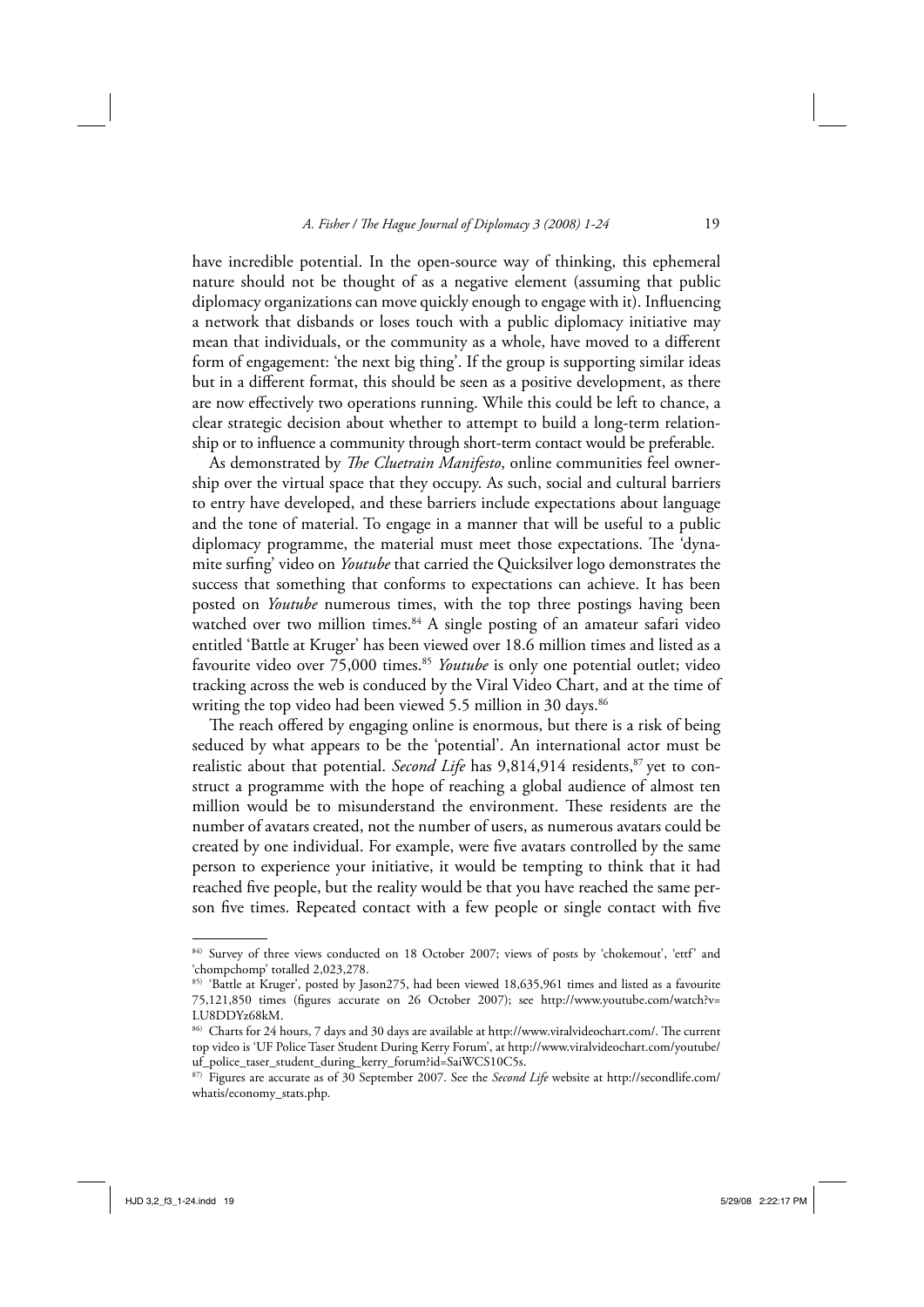have incredible potential. In the open-source way of thinking, this ephemeral nature should not be thought of as a negative element (assuming that public diplomacy organizations can move quickly enough to engage with it). Influencing a network that disbands or loses touch with a public diplomacy initiative may mean that individuals, or the community as a whole, have moved to a different form of engagement: 'the next big thing'. If the group is supporting similar ideas but in a different format, this should be seen as a positive development, as there are now effectively two operations running. While this could be left to chance, a clear strategic decision about whether to attempt to build a long-term relationship or to influence a community through short-term contact would be preferable.

As demonstrated by *The Cluetrain Manifesto*, online communities feel ownership over the virtual space that they occupy. As such, social and cultural barriers to entry have developed, and these barriers include expectations about language and the tone of material. To engage in a manner that will be useful to a public diplomacy programme, the material must meet those expectations. The 'dynamite surfing' video on *Youtube* that carried the Quicksilver logo demonstrates the success that something that conforms to expectations can achieve. It has been posted on *Youtube* numerous times, with the top three postings having been watched over two million times.[84] A single posting of an amateur safari video entitled 'Battle at Kruger' has been viewed over 18.6 million times and listed as a favourite video over 75,000 times.[85] *Youtube* is only one potential outlet; video tracking across the web is conduced by the Viral Video Chart, and at the time of writing the top video had been viewed 5.5 million in 30 days.[86]

The reach offered by engaging online is enormous, but there is a risk of being seduced by what appears to be the 'potential'. An international actor must be realistic about that potential. *Second Life* has 9,814,914 residents,[87] yet to construct a programme with the hope of reaching a global audience of almost ten million would be to misunderstand the environment. These residents are the number of avatars created, not the number of users, as numerous avatars could be created by one individual. For example, were five avatars controlled by the same person to experience your initiative, it would be tempting to think that it had reached five people, but the reality would be that you have reached the same person five times. Repeated contact with a few people or single contact with five

---

[84] Survey of three views conducted on 18 October 2007; views of posts by 'chokemout', 'ettf' and 'chompchomp' totalled 2,023,278.

[85] 'Battle at Kruger', posted by Jason275, had been viewed 18,635,961 times and listed as a favourite 75,121,850 times (figures accurate on 26 October 2007); see http://www.youtube.com/watch?v=LU8DDYz68kM.

[86] Charts for 24 hours, 7 days and 30 days are available at http://www.viralvideochart.com/. The current top video is 'UF Police Taser Student During Kerry Forum', at http://www.viralvideochart.com/youtube/uf_police_taser_student_during_kerry_forum?id=SaiWCS10C5s.

[87] Figures are accurate as of 30 September 2007. See the *Second Life* website at http://secondlife.com/whatis/economy_stats.php.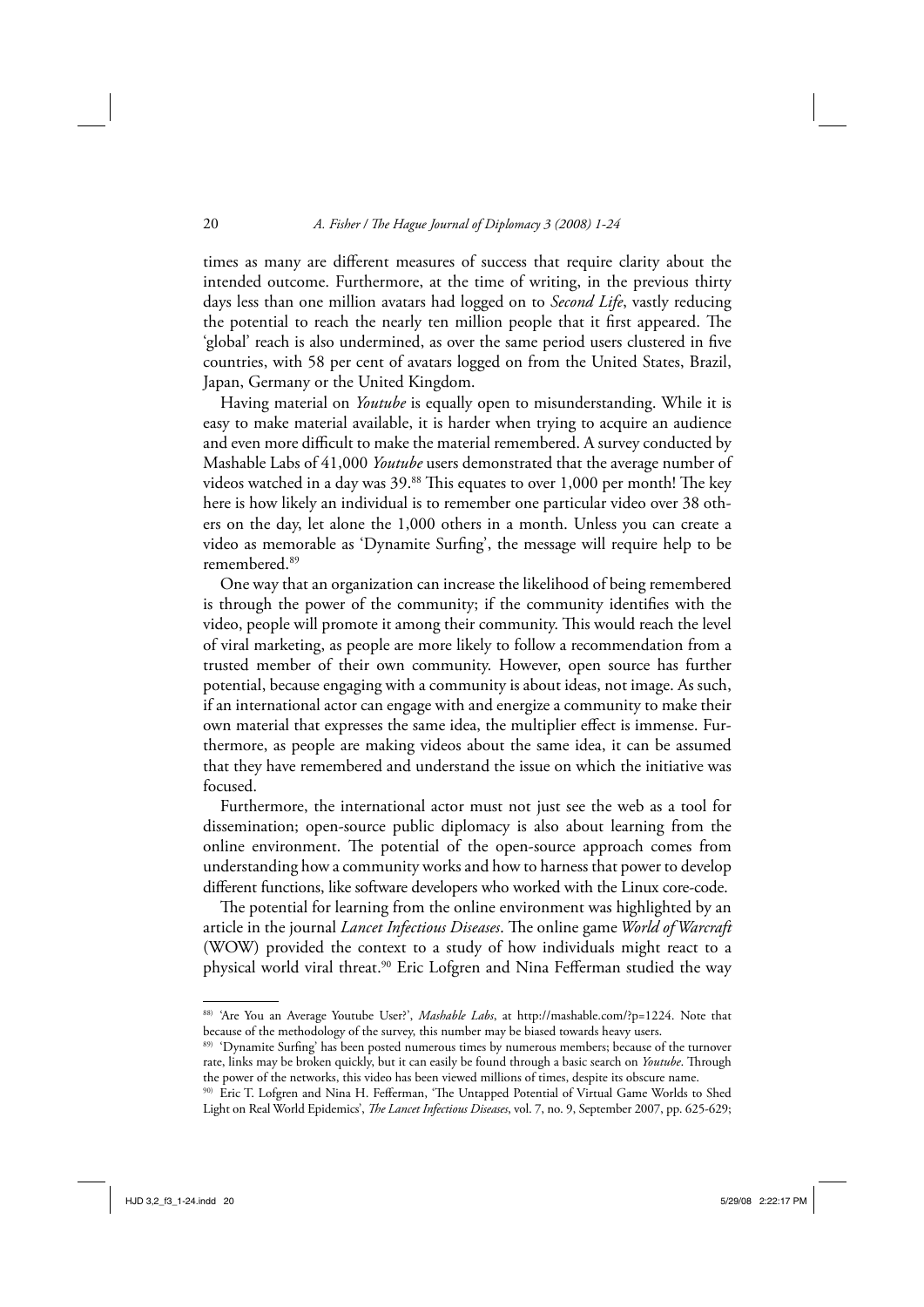times as many are different measures of success that require clarity about the intended outcome. Furthermore, at the time of writing, in the previous thirty days less than one million avatars had logged on to *Second Life*, vastly reducing the potential to reach the nearly ten million people that it first appeared. The 'global' reach is also undermined, as over the same period users clustered in five countries, with 58 per cent of avatars logged on from the United States, Brazil, Japan, Germany or the United Kingdom.

Having material on *Youtube* is equally open to misunderstanding. While it is easy to make material available, it is harder when trying to acquire an audience and even more difficult to make the material remembered. A survey conducted by Mashable Labs of 41,000 *Youtube* users demonstrated that the average number of videos watched in a day was 39.[88] This equates to over 1,000 per month! The key here is how likely an individual is to remember one particular video over 38 others on the day, let alone the 1,000 others in a month. Unless you can create a video as memorable as 'Dynamite Surfing', the message will require help to be remembered.[89]

One way that an organization can increase the likelihood of being remembered is through the power of the community; if the community identifies with the video, people will promote it among their community. This would reach the level of viral marketing, as people are more likely to follow a recommendation from a trusted member of their own community. However, open source has further potential, because engaging with a community is about ideas, not image. As such, if an international actor can engage with and energize a community to make their own material that expresses the same idea, the multiplier effect is immense. Furthermore, as people are making videos about the same idea, it can be assumed that they have remembered and understand the issue on which the initiative was focused.

Furthermore, the international actor must not just see the web as a tool for dissemination; open-source public diplomacy is also about learning from the online environment. The potential of the open-source approach comes from understanding how a community works and how to harness that power to develop different functions, like software developers who worked with the Linux core-code.

The potential for learning from the online environment was highlighted by an article in the journal *Lancet Infectious Diseases*. The online game *World of Warcraft* (WOW) provided the context to a study of how individuals might react to a physical world viral threat.[90] Eric Lofgren and Nina Fefferman studied the way

---

[88] 'Are You an Average Youtube User?', *Mashable Labs*, at http://mashable.com/?p=1224. Note that because of the methodology of the survey, this number may be biased towards heavy users.

[89] 'Dynamite Surfing' has been posted numerous times by numerous members; because of the turnover rate, links may be broken quickly, but it can easily be found through a basic search on *Youtube*. Through the power of the networks, this video has been viewed millions of times, despite its obscure name.

[90] Eric T. Lofgren and Nina H. Fefferman, 'The Untapped Potential of Virtual Game Worlds to Shed Light on Real World Epidemics', *The Lancet Infectious Diseases*, vol. 7, no. 9, September 2007, pp. 625-629;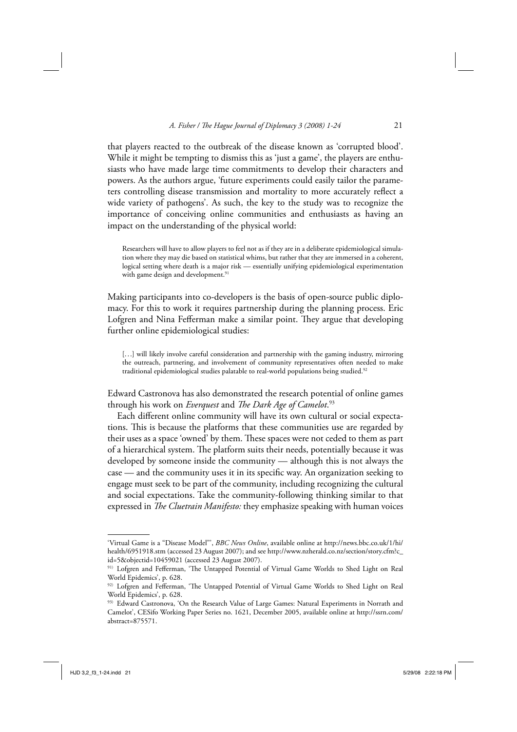that players reacted to the outbreak of the disease known as 'corrupted blood'. While it might be tempting to dismiss this as 'just a game', the players are enthusiasts who have made large time commitments to develop their characters and powers. As the authors argue, 'future experiments could easily tailor the parameters controlling disease transmission and mortality to more accurately reflect a wide variety of pathogens'. As such, the key to the study was to recognize the importance of conceiving online communities and enthusiasts as having an impact on the understanding of the physical world:

> Researchers will have to allow players to feel not as if they are in a deliberate epidemiological simulation where they may die based on statistical whims, but rather that they are immersed in a coherent, logical setting where death is a major risk — essentially unifying epidemiological experimentation with game design and development.[91]

Making participants into co-developers is the basis of open-source public diplomacy. For this to work it requires partnership during the planning process. Eric Lofgren and Nina Fefferman make a similar point. They argue that developing further online epidemiological studies:

> [...] will likely involve careful consideration and partnership with the gaming industry, mirroring the outreach, partnering, and involvement of community representatives often needed to make traditional epidemiological studies palatable to real-world populations being studied.[92]

Edward Castronova has also demonstrated the research potential of online games through his work on *Everquest* and *The Dark Age of Camelot*.[93]

Each different online community will have its own cultural or social expectations. This is because the platforms that these communities use are regarded by their uses as a space 'owned' by them. These spaces were not ceded to them as part of a hierarchical system. The platform suits their needs, potentially because it was developed by someone inside the community — although this is not always the case — and the community uses it in its specific way. An organization seeking to engage must seek to be part of the community, including recognizing the cultural and social expectations. Take the community-following thinking similar to that expressed in *The Cluetrain Manifesto:* they emphasize speaking with human voices

---

'Virtual Game is a "Disease Model"', *BBC News Online*, available online at http://news.bbc.co.uk/1/hi/health/6951918.stm (accessed 23 August 2007); and see http://www.nzherald.co.nz/section/story.cfm?c_id=5&objectid=10459021 (accessed 23 August 2007).

[91] Lofgren and Fefferman, 'The Untapped Potential of Virtual Game Worlds to Shed Light on Real World Epidemics', p. 628.

[92] Lofgren and Fefferman, 'The Untapped Potential of Virtual Game Worlds to Shed Light on Real World Epidemics', p. 628.

[93] Edward Castronova, 'On the Research Value of Large Games: Natural Experiments in Norrath and Camelot', CESifo Working Paper Series no. 1621, December 2005, available online at http://ssrn.com/abstract=875571.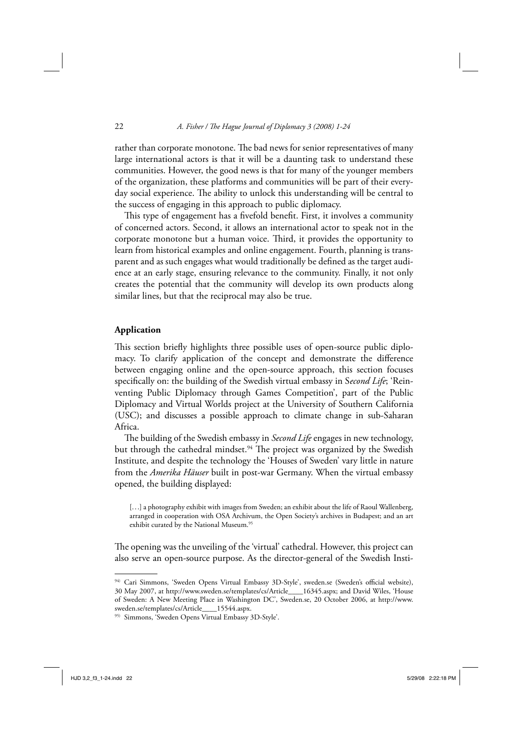rather than corporate monotone. The bad news for senior representatives of many large international actors is that it will be a daunting task to understand these communities. However, the good news is that for many of the younger members of the organization, these platforms and communities will be part of their everyday social experience. The ability to unlock this understanding will be central to the success of engaging in this approach to public diplomacy.

This type of engagement has a fivefold benefit. First, it involves a community of concerned actors. Second, it allows an international actor to speak not in the corporate monotone but a human voice. Third, it provides the opportunity to learn from historical examples and online engagement. Fourth, planning is transparent and as such engages what would traditionally be defined as the target audience at an early stage, ensuring relevance to the community. Finally, it not only creates the potential that the community will develop its own products along similar lines, but that the reciprocal may also be true.

## Application

This section briefly highlights three possible uses of open-source public diplomacy. To clarify application of the concept and demonstrate the difference between engaging online and the open-source approach, this section focuses specifically on: the building of the Swedish virtual embassy in S*econd Life*; 'Reinventing Public Diplomacy through Games Competition', part of the Public Diplomacy and Virtual Worlds project at the University of Southern California (USC); and discusses a possible approach to climate change in sub-Saharan Africa.

The building of the Swedish embassy in *Second Life* engages in new technology, but through the cathedral mindset.[94] The project was organized by the Swedish Institute, and despite the technology the 'Houses of Sweden' vary little in nature from the *Amerika Häuser* built in post-war Germany. When the virtual embassy opened, the building displayed:

> [...] a photography exhibit with images from Sweden; an exhibit about the life of Raoul Wallenberg, arranged in cooperation with OSA Archivum, the Open Society's archives in Budapest; and an art exhibit curated by the National Museum.[95]

The opening was the unveiling of the 'virtual' cathedral. However, this project can also serve an open-source purpose. As the director-general of the Swedish Insti-

---

[94] Cari Simmons, 'Sweden Opens Virtual Embassy 3D-Style', sweden.se (Sweden's official website), 30 May 2007, at http://www.sweden.se/templates/cs/Article____16345.aspx; and David Wiles, 'House of Sweden: A New Meeting Place in Washington DC', Sweden.se, 20 October 2006, at http://www.sweden.se/templates/cs/Article____15544.aspx.

[95] Simmons, 'Sweden Opens Virtual Embassy 3D-Style'.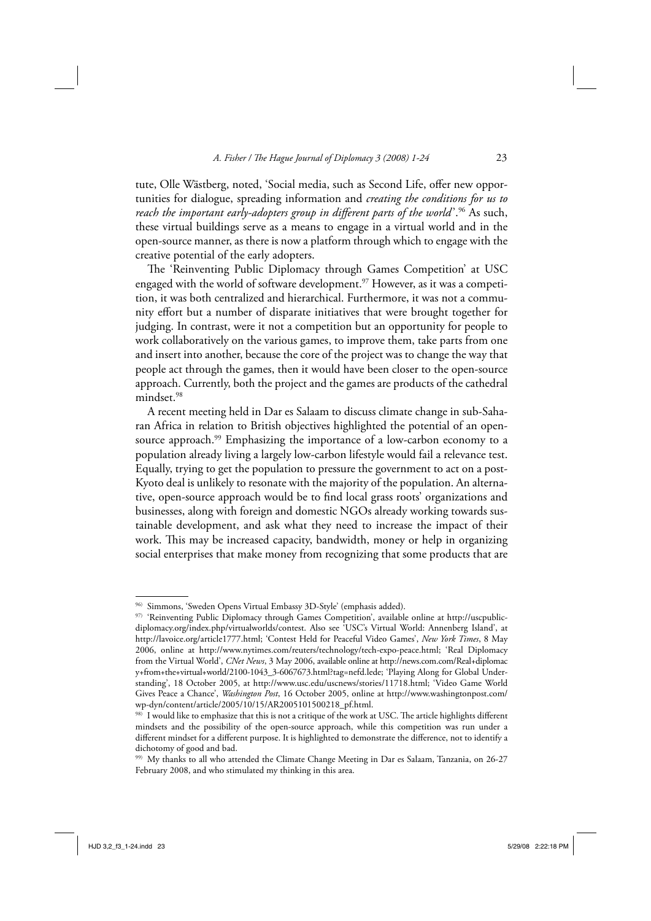tute, Olle Wästberg, noted, 'Social media, such as Second Life, offer new opportunities for dialogue, spreading information and *creating the conditions for us to reach the important early-adopters group in different parts of the world*'.[96] As such, these virtual buildings serve as a means to engage in a virtual world and in the open-source manner, as there is now a platform through which to engage with the creative potential of the early adopters.

The 'Reinventing Public Diplomacy through Games Competition' at USC engaged with the world of software development.[97] However, as it was a competition, it was both centralized and hierarchical. Furthermore, it was not a community effort but a number of disparate initiatives that were brought together for judging. In contrast, were it not a competition but an opportunity for people to work collaboratively on the various games, to improve them, take parts from one and insert into another, because the core of the project was to change the way that people act through the games, then it would have been closer to the open-source approach. Currently, both the project and the games are products of the cathedral mindset.[98]

A recent meeting held in Dar es Salaam to discuss climate change in sub-Saharan Africa in relation to British objectives highlighted the potential of an open-source approach.[99] Emphasizing the importance of a low-carbon economy to a population already living a largely low-carbon lifestyle would fail a relevance test. Equally, trying to get the population to pressure the government to act on a post-Kyoto deal is unlikely to resonate with the majority of the population. An alternative, open-source approach would be to find local grass roots' organizations and businesses, along with foreign and domestic NGOs already working towards sustainable development, and ask what they need to increase the impact of their work. This may be increased capacity, bandwidth, money or help in organizing social enterprises that make money from recognizing that some products that are

---

[96] Simmons, 'Sweden Opens Virtual Embassy 3D-Style' (emphasis added).

[97] 'Reinventing Public Diplomacy through Games Competition', available online at http://uscpublicdiplomacy.org/index.php/virtualworlds/contest. Also see 'USC's Virtual World: Annenberg Island', at http://lavoice.org/article1777.html; 'Contest Held for Peaceful Video Games', *New York Times*, 8 May 2006, online at http://www.nytimes.com/reuters/technology/tech-expo-peace.html; 'Real Diplomacy from the Virtual World', *CNet News*, 3 May 2006, available online at http://news.com.com/Real+diplomacy+from+the+virtual+world/2100-1043_3-6067673.html?tag=nefd.lede; 'Playing Along for Global Understanding', 18 October 2005, at http://www.usc.edu/uscnews/stories/11718.html; 'Video Game World Gives Peace a Chance', *Washington Post*, 16 October 2005, online at http://www.washingtonpost.com/wp-dyn/content/article/2005/10/15/AR2005101500218_pf.html.

[98] I would like to emphasize that this is not a critique of the work at USC. The article highlights different mindsets and the possibility of the open-source approach, while this competition was run under a different mindset for a different purpose. It is highlighted to demonstrate the difference, not to identify a dichotomy of good and bad.

[99] My thanks to all who attended the Climate Change Meeting in Dar es Salaam, Tanzania, on 26-27 February 2008, and who stimulated my thinking in this area.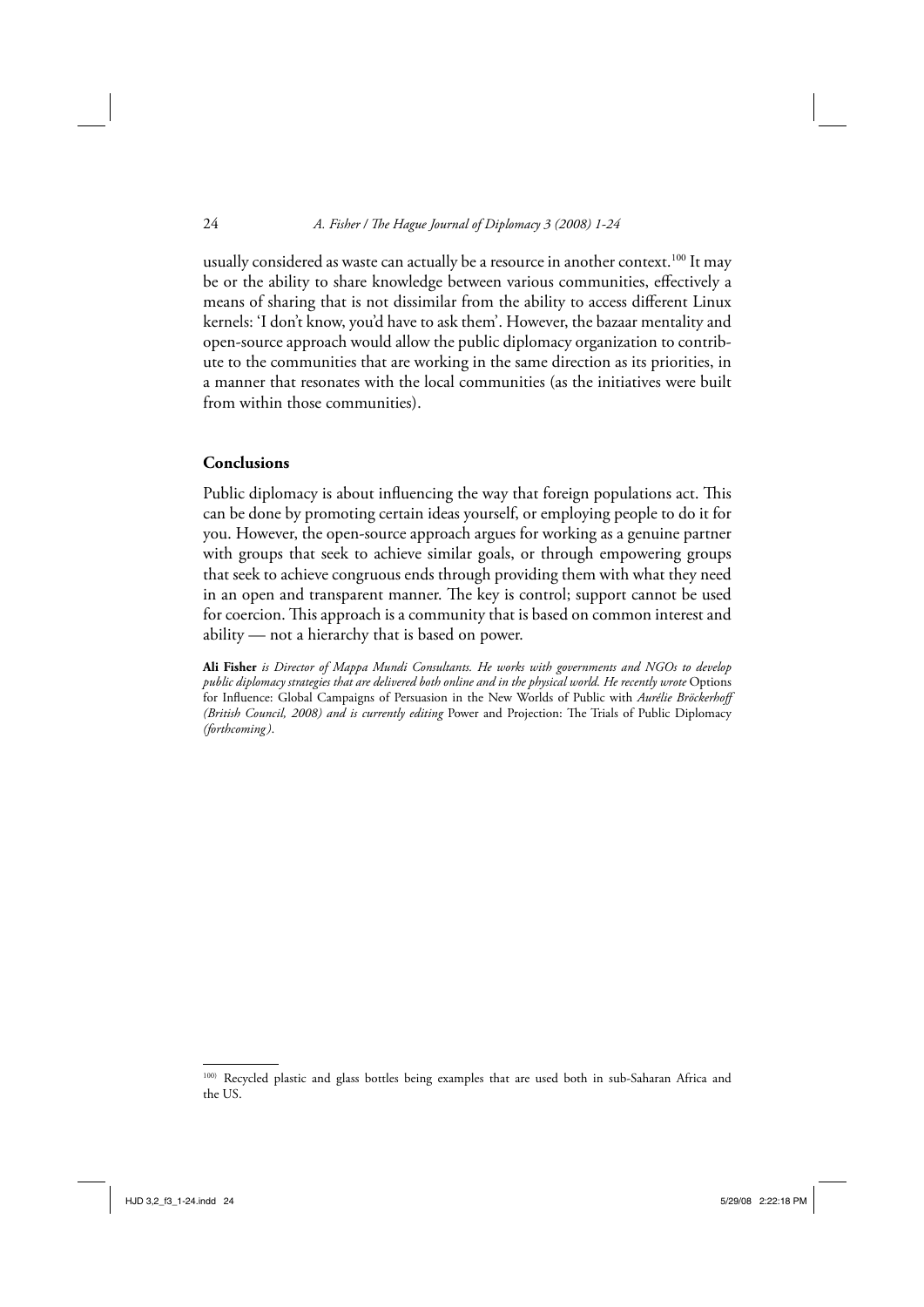usually considered as waste can actually be a resource in another context.[100] It may be or the ability to share knowledge between various communities, effectively a means of sharing that is not dissimilar from the ability to access different Linux kernels: 'I don't know, you'd have to ask them'. However, the bazaar mentality and open-source approach would allow the public diplomacy organization to contribute to the communities that are working in the same direction as its priorities, in a manner that resonates with the local communities (as the initiatives were built from within those communities).

## Conclusions

Public diplomacy is about influencing the way that foreign populations act. This can be done by promoting certain ideas yourself, or employing people to do it for you. However, the open-source approach argues for working as a genuine partner with groups that seek to achieve similar goals, or through empowering groups that seek to achieve congruous ends through providing them with what they need in an open and transparent manner. The key is control; support cannot be used for coercion. This approach is a community that is based on common interest and ability — not a hierarchy that is based on power.

**Ali Fisher** *is Director of Mappa Mundi Consultants. He works with governments and NGOs to develop public diplomacy strategies that are delivered both online and in the physical world. He recently wrote* Options for Influence: Global Campaigns of Persuasion in the New Worlds of Public with *Aurélie Bröckerhoff (British Council, 2008) and is currently editing* Power and Projection: The Trials of Public Diplomacy *(forthcoming).*

---

[100] Recycled plastic and glass bottles being examples that are used both in sub-Saharan Africa and the US.